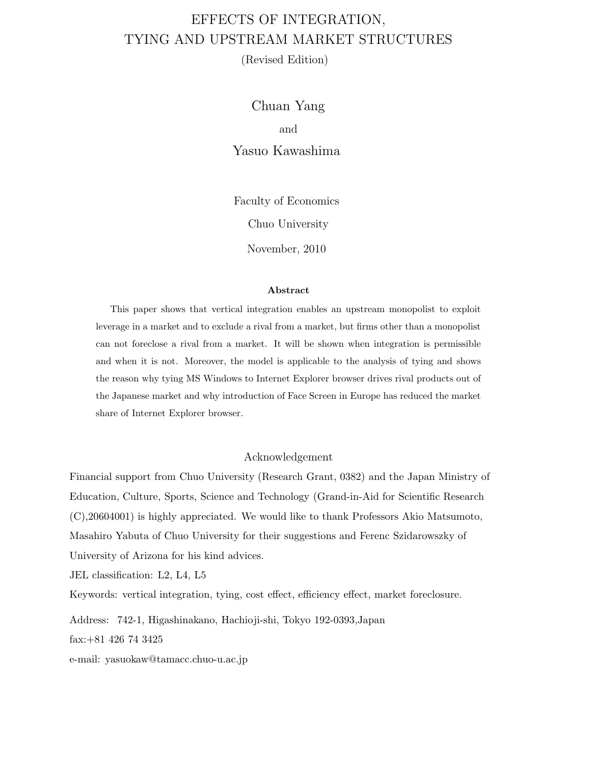# EFFECTS OF INTEGRATION, TYING AND UPSTREAM MARKET STRUCTURES

(Revised Edition)

Chuan Yang

and

Yasuo Kawashima

Faculty of Economics

Chuo University

November, 2010

**Abstract**

This paper shows that vertical integration enables an upstream monopolist to exploit leverage in a market and to exclude a rival from a market, but firms other than a monopolist can not foreclose a rival from a market. It will be shown when integration is permissible and when it is not. Moreover, the model is applicable to the analysis of tying and shows the reason why tying MS Windows to Internet Explorer browser drives rival products out of the Japanese market and why introduction of Face Screen in Europe has reduced the market share of Internet Explorer browser.

## Acknowledgement

Financial support from Chuo University (Research Grant, 0382) and the Japan Ministry of Education, Culture, Sports, Science and Technology (Grand-in-Aid for Scientific Research (C),20604001) is highly appreciated. We would like to thank Professors Akio Matsumoto, Masahiro Yabuta of Chuo University for their suggestions and Ferenc Szidarowszky of University of Arizona for his kind advices.

JEL classification: L2, L4, L5

Keywords: vertical integration, tying, cost effect, efficiency effect, market foreclosure.

Address: 742-1, Higashinakano, Hachioji-shi, Tokyo 192-0393,Japan

fax:+81 426 74 3425

e-mail: yasuokaw@tamacc.chuo-u.ac.jp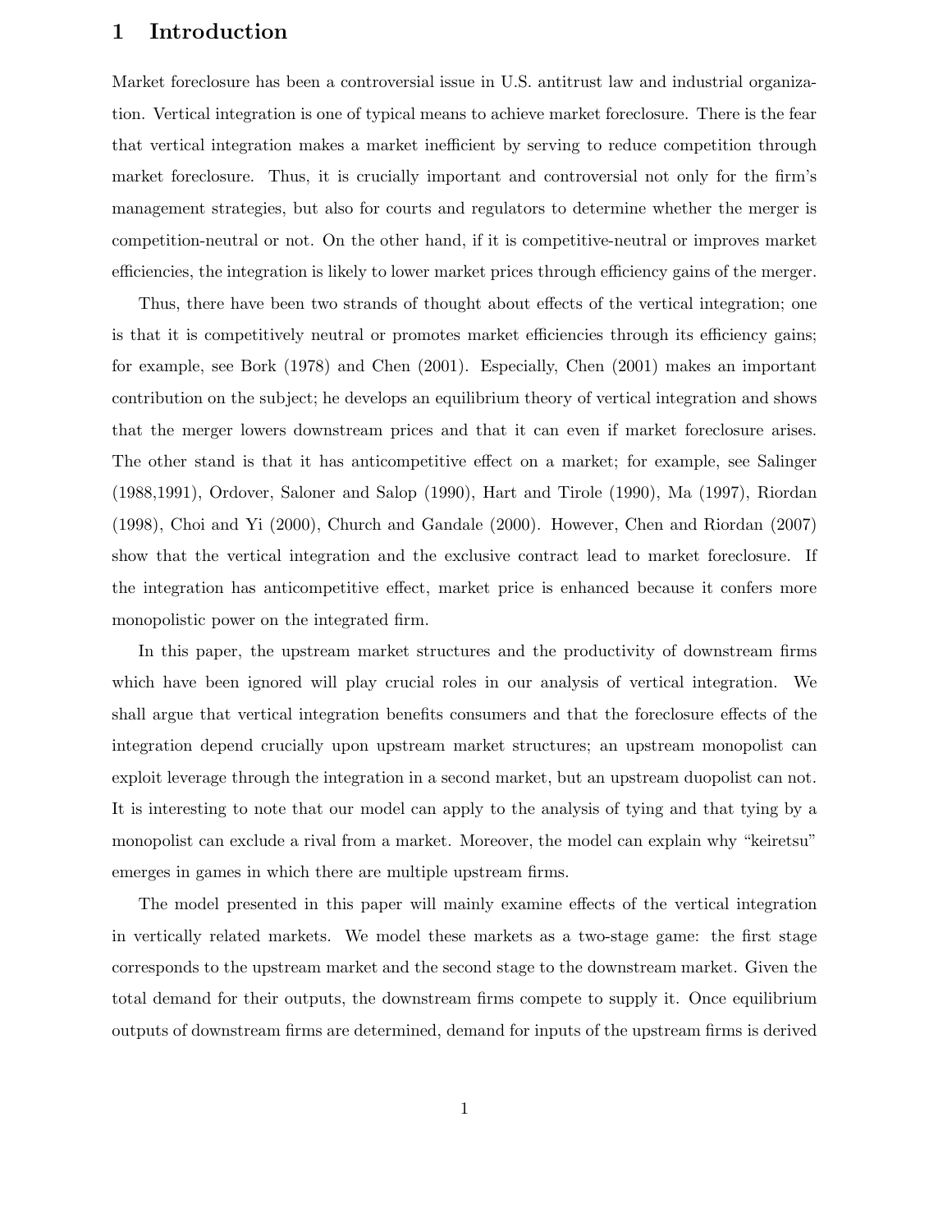# 1 Introduction

Market foreclosure has been a controversial issue in U.S. antitrust law and industrial organization. Vertical integration is one of typical means to achieve market foreclosure. There is the fear that vertical integration makes a market inefficient by serving to reduce competition through market foreclosure. Thus, it is crucially important and controversial not only for the firm's management strategies, but also for courts and regulators to determine whether the merger is competition-neutral or not. On the other hand, if it is competitive-neutral or improves market efficiencies, the integration is likely to lower market prices through efficiency gains of the merger.

Thus, there have been two strands of thought about effects of the vertical integration; one is that it is competitively neutral or promotes market efficiencies through its efficiency gains; for example, see Bork (1978) and Chen (2001). Especially, Chen (2001) makes an important contribution on the subject; he develops an equilibrium theory of vertical integration and shows that the merger lowers downstream prices and that it can even if market foreclosure arises. The other stand is that it has anticompetitive effect on a market; for example, see Salinger (1988,1991), Ordover, Saloner and Salop (1990), Hart and Tirole (1990), Ma (1997), Riordan (1998), Choi and Yi (2000), Church and Gandale (2000). However, Chen and Riordan (2007) show that the vertical integration and the exclusive contract lead to market foreclosure. If the integration has anticompetitive effect, market price is enhanced because it confers more monopolistic power on the integrated firm.

In this paper, the upstream market structures and the productivity of downstream firms which have been ignored will play crucial roles in our analysis of vertical integration. We shall argue that vertical integration benefits consumers and that the foreclosure effects of the integration depend crucially upon upstream market structures; an upstream monopolist can exploit leverage through the integration in a second market, but an upstream duopolist can not. It is interesting to note that our model can apply to the analysis of tying and that tying by a monopolist can exclude a rival from a market. Moreover, the model can explain why "keiretsu" emerges in games in which there are multiple upstream firms.

The model presented in this paper will mainly examine effects of the vertical integration in vertically related markets. We model these markets as a two-stage game: the first stage corresponds to the upstream market and the second stage to the downstream market. Given the total demand for their outputs, the downstream firms compete to supply it. Once equilibrium outputs of downstream firms are determined, demand for inputs of the upstream firms is derived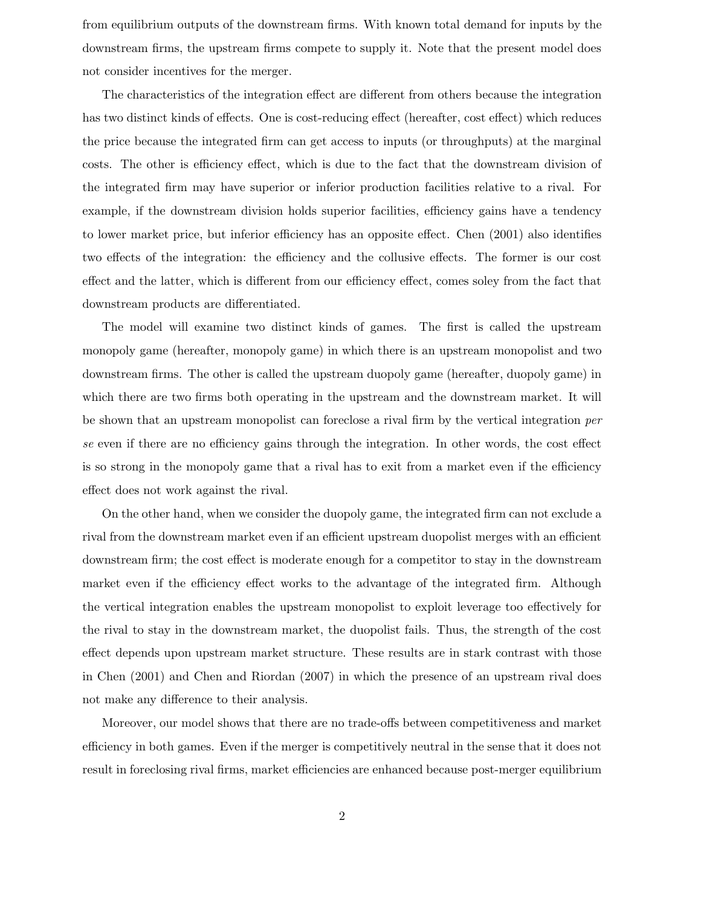from equilibrium outputs of the downstream firms. With known total demand for inputs by the downstream firms, the upstream firms compete to supply it. Note that the present model does not consider incentives for the merger.

The characteristics of the integration effect are different from others because the integration has two distinct kinds of effects. One is cost-reducing effect (hereafter, cost effect) which reduces the price because the integrated firm can get access to inputs (or throughputs) at the marginal costs. The other is efficiency effect, which is due to the fact that the downstream division of the integrated firm may have superior or inferior production facilities relative to a rival. For example, if the downstream division holds superior facilities, efficiency gains have a tendency to lower market price, but inferior efficiency has an opposite effect. Chen (2001) also identifies two effects of the integration: the efficiency and the collusive effects. The former is our cost effect and the latter, which is different from our efficiency effect, comes soley from the fact that downstream products are differentiated.

The model will examine two distinct kinds of games. The first is called the upstream monopoly game (hereafter, monopoly game) in which there is an upstream monopolist and two downstream firms. The other is called the upstream duopoly game (hereafter, duopoly game) in which there are two firms both operating in the upstream and the downstream market. It will be shown that an upstream monopolist can foreclose a rival firm by the vertical integration *per se* even if there are no efficiency gains through the integration. In other words, the cost effect is so strong in the monopoly game that a rival has to exit from a market even if the efficiency effect does not work against the rival.

On the other hand, when we consider the duopoly game, the integrated firm can not exclude a rival from the downstream market even if an efficient upstream duopolist merges with an efficient downstream firm; the cost effect is moderate enough for a competitor to stay in the downstream market even if the efficiency effect works to the advantage of the integrated firm. Although the vertical integration enables the upstream monopolist to exploit leverage too effectively for the rival to stay in the downstream market, the duopolist fails. Thus, the strength of the cost effect depends upon upstream market structure. These results are in stark contrast with those in Chen (2001) and Chen and Riordan (2007) in which the presence of an upstream rival does not make any difference to their analysis.

Moreover, our model shows that there are no trade-offs between competitiveness and market efficiency in both games. Even if the merger is competitively neutral in the sense that it does not result in foreclosing rival firms, market efficiencies are enhanced because post-merger equilibrium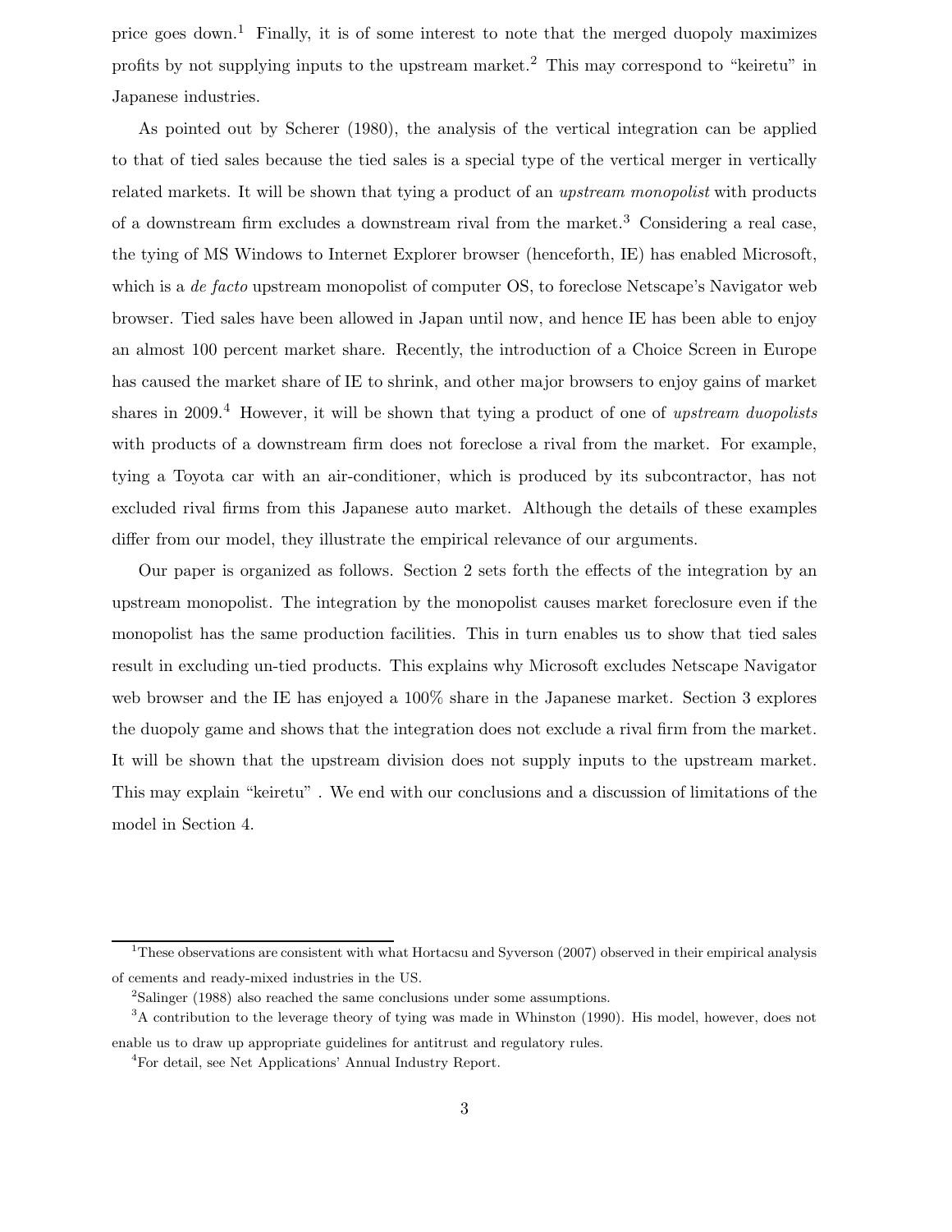price goes down.[1] Finally, it is of some interest to note that the merged duopoly maximizes profits by not supplying inputs to the upstream market.[2] This may correspond to "keiretu" in Japanese industries.

As pointed out by Scherer (1980), the analysis of the vertical integration can be applied to that of tied sales because the tied sales is a special type of the vertical merger in vertically related markets. It will be shown that tying a product of an *upstream monopolist* with products of a downstream firm excludes a downstream rival from the market.[3] Considering a real case, the tying of MS Windows to Internet Explorer browser (henceforth, IE) has enabled Microsoft, which is a *de facto* upstream monopolist of computer OS, to foreclose Netscape's Navigator web browser. Tied sales have been allowed in Japan until now, and hence IE has been able to enjoy an almost 100 percent market share. Recently, the introduction of a Choice Screen in Europe has caused the market share of IE to shrink, and other major browsers to enjoy gains of market shares in 2009.[4] However, it will be shown that tying a product of one of *upstream duopolists* with products of a downstream firm does not foreclose a rival from the market. For example, tying a Toyota car with an air-conditioner, which is produced by its subcontractor, has not excluded rival firms from this Japanese auto market. Although the details of these examples differ from our model, they illustrate the empirical relevance of our arguments.

Our paper is organized as follows. Section 2 sets forth the effects of the integration by an upstream monopolist. The integration by the monopolist causes market foreclosure even if the monopolist has the same production facilities. This in turn enables us to show that tied sales result in excluding un-tied products. This explains why Microsoft excludes Netscape Navigator web browser and the IE has enjoyed a 100% share in the Japanese market. Section 3 explores the duopoly game and shows that the integration does not exclude a rival firm from the market. It will be shown that the upstream division does not supply inputs to the upstream market. This may explain "keiretu" . We end with our conclusions and a discussion of limitations of the model in Section 4.

---

[1] These observations are consistent with what Hortacsu and Syverson (2007) observed in their empirical analysis of cements and ready-mixed industries in the US.

[2] Salinger (1988) also reached the same conclusions under some assumptions.

[3] A contribution to the leverage theory of tying was made in Whinston (1990). His model, however, does not enable us to draw up appropriate guidelines for antitrust and regulatory rules.

[4] For detail, see Net Applications' Annual Industry Report.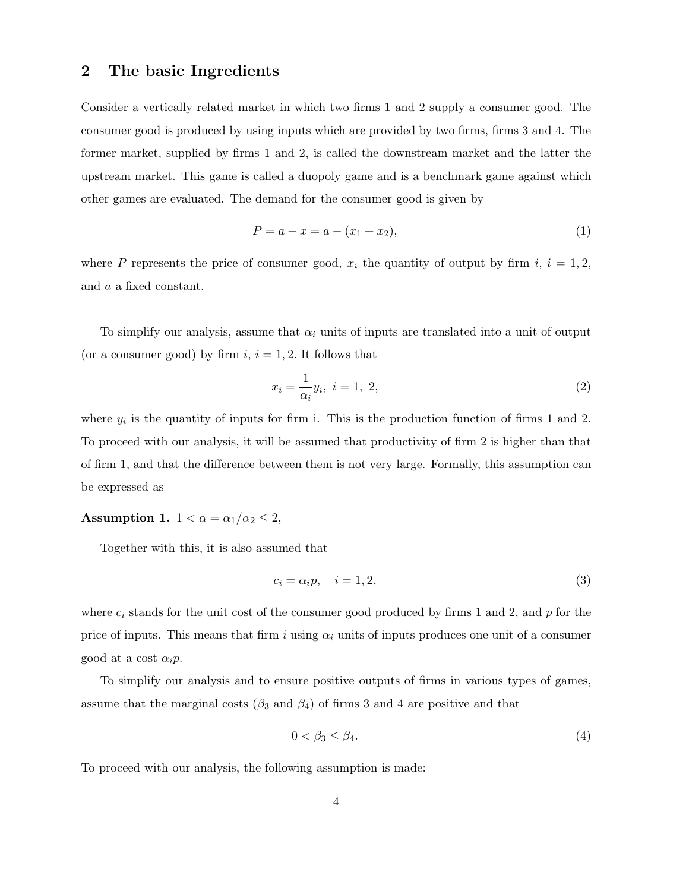## 2 The basic Ingredients

Consider a vertically related market in which two firms 1 and 2 supply a consumer good. The consumer good is produced by using inputs which are provided by two firms, firms 3 and 4. The former market, supplied by firms 1 and 2, is called the downstream market and the latter the upstream market. This game is called a duopoly game and is a benchmark game against which other games are evaluated. The demand for the consumer good is given by

$$P = a - x = a - (x_1 + x_2), \tag{1}$$

where $P$ represents the price of consumer good, $x_i$ the quantity of output by firm $i$, $i = 1, 2$, and $a$ a fixed constant.

To simplify our analysis, assume that $\alpha_i$ units of inputs are translated into a unit of output (or a consumer good) by firm $i$, $i = 1, 2$. It follows that

$$x_i = \frac{1}{\alpha_i} y_i, \ \ i = 1, \ 2, \tag{2}$$

where $y_i$ is the quantity of inputs for firm i. This is the production function of firms 1 and 2. To proceed with our analysis, it will be assumed that productivity of firm 2 is higher than that of firm 1, and that the difference between them is not very large. Formally, this assumption can be expressed as

**Assumption 1.** $1 < \alpha = \alpha_1/\alpha_2 \leq 2$,

Together with this, it is also assumed that

$$c_i = \alpha_i p, \quad i = 1, 2, \tag{3}$$

where $c_i$ stands for the unit cost of the consumer good produced by firms 1 and 2, and $p$ for the price of inputs. This means that firm $i$ using $\alpha_i$ units of inputs produces one unit of a consumer good at a cost $\alpha_i p$.

To simplify our analysis and to ensure positive outputs of firms in various types of games, assume that the marginal costs ($\beta_3$ and $\beta_4$) of firms 3 and 4 are positive and that

$$0 < \beta_3 \leq \beta_4. \tag{4}$$

To proceed with our analysis, the following assumption is made: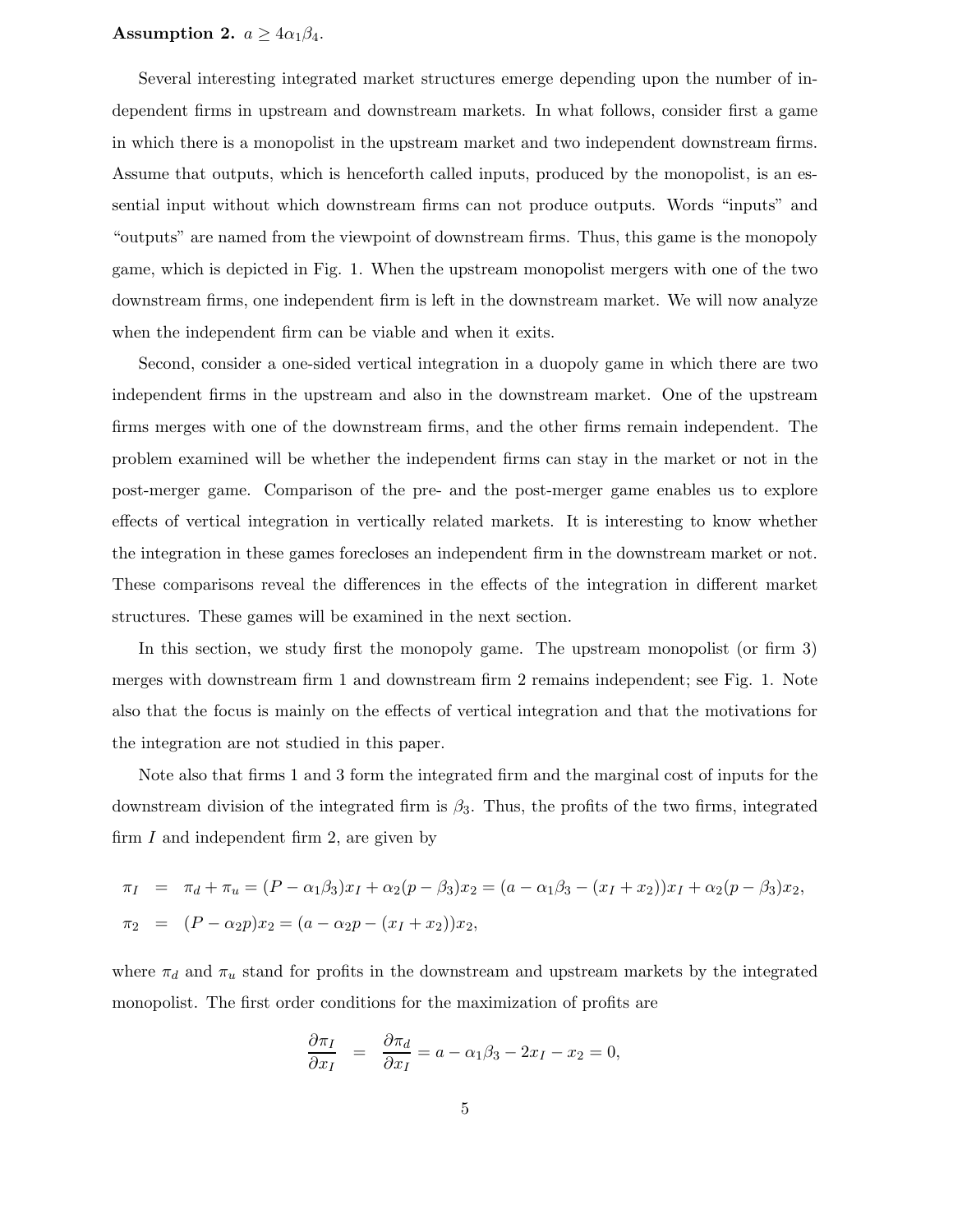**Assumption 2.** $a \geq 4\alpha_1\beta_4$.

Several interesting integrated market structures emerge depending upon the number of independent firms in upstream and downstream markets. In what follows, consider first a game in which there is a monopolist in the upstream market and two independent downstream firms. Assume that outputs, which is henceforth called inputs, produced by the monopolist, is an essential input without which downstream firms can not produce outputs. Words "inputs" and "outputs" are named from the viewpoint of downstream firms. Thus, this game is the monopoly game, which is depicted in Fig. 1. When the upstream monopolist mergers with one of the two downstream firms, one independent firm is left in the downstream market. We will now analyze when the independent firm can be viable and when it exits.

Second, consider a one-sided vertical integration in a duopoly game in which there are two independent firms in the upstream and also in the downstream market. One of the upstream firms merges with one of the downstream firms, and the other firms remain independent. The problem examined will be whether the independent firms can stay in the market or not in the post-merger game. Comparison of the pre- and the post-merger game enables us to explore effects of vertical integration in vertically related markets. It is interesting to know whether the integration in these games forecloses an independent firm in the downstream market or not. These comparisons reveal the differences in the effects of the integration in different market structures. These games will be examined in the next section.

In this section, we study first the monopoly game. The upstream monopolist (or firm 3) merges with downstream firm 1 and downstream firm 2 remains independent; see Fig. 1. Note also that the focus is mainly on the effects of vertical integration and that the motivations for the integration are not studied in this paper.

Note also that firms 1 and 3 form the integrated firm and the marginal cost of inputs for the downstream division of the integrated firm is $\beta_3$. Thus, the profits of the two firms, integrated firm $I$ and independent firm 2, are given by

$$\begin{aligned}
\pi_I &= \pi_d + \pi_u = (P - \alpha_1\beta_3)x_I + \alpha_2(p - \beta_3)x_2 = (a - \alpha_1\beta_3 - (x_I + x_2))x_I + \alpha_2(p - \beta_3)x_2, \\
\pi_2 &= (P - \alpha_2 p)x_2 = (a - \alpha_2 p - (x_I + x_2))x_2,
\end{aligned}$$

where $\pi_d$ and $\pi_u$ stand for profits in the downstream and upstream markets by the integrated monopolist. The first order conditions for the maximization of profits are

$$\frac{\partial \pi_I}{\partial x_I} = \frac{\partial \pi_d}{\partial x_I} = a - \alpha_1\beta_3 - 2x_I - x_2 = 0,$$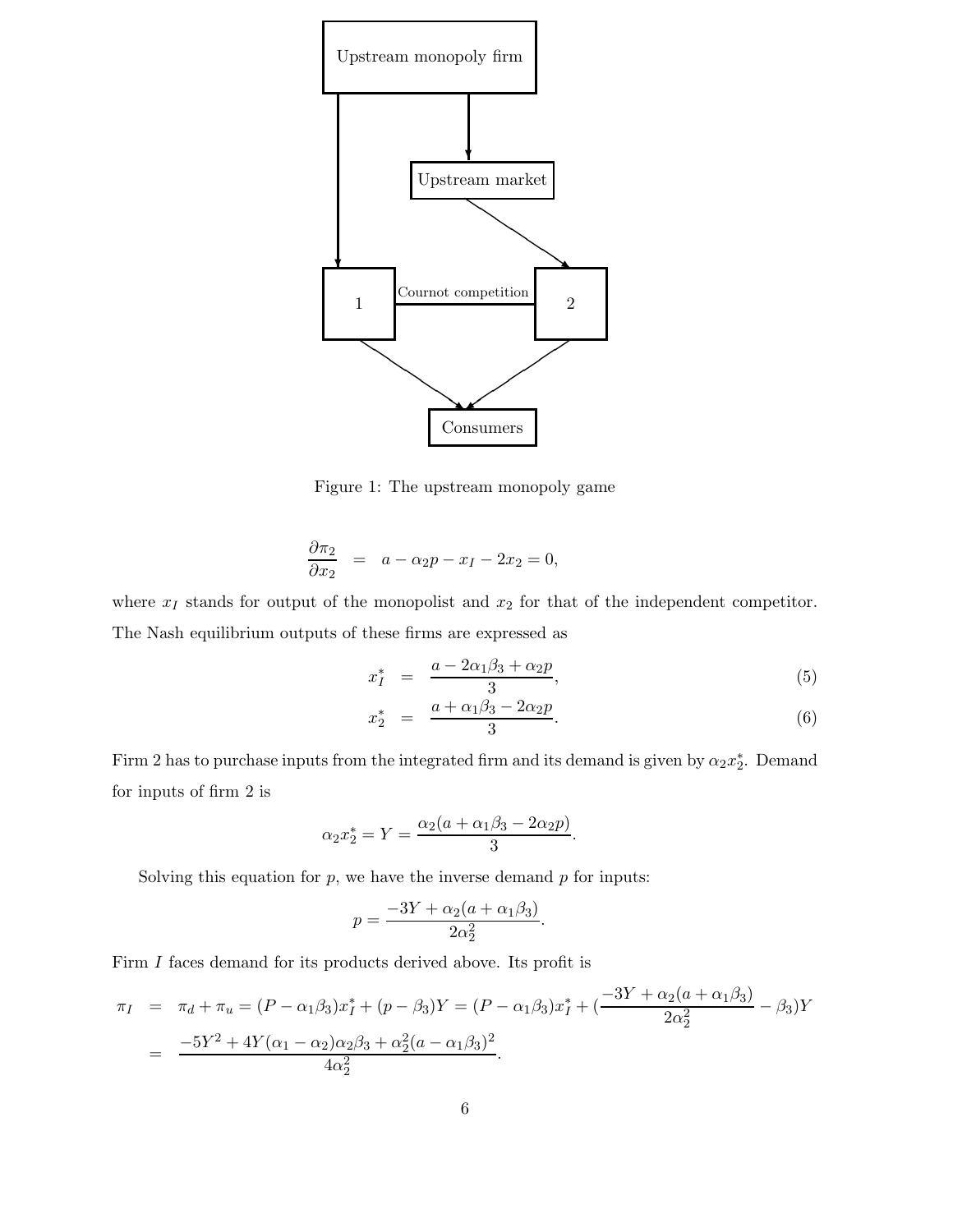Figure 1: The upstream monopoly game

$$\frac{\partial \pi_2}{\partial x_2} = a - \alpha_2 p - x_I - 2x_2 = 0,$$

where $x_I$ stands for output of the monopolist and $x_2$ for that of the independent competitor. The Nash equilibrium outputs of these firms are expressed as

$$x_I^* = \frac{a - 2\alpha_1\beta_3 + \alpha_2 p}{3}, \tag{5}$$

$$x_2^* = \frac{a + \alpha_1\beta_3 - 2\alpha_2 p}{3}. \tag{6}$$

Firm 2 has to purchase inputs from the integrated firm and its demand is given by $\alpha_2 x_2^*$. Demand for inputs of firm 2 is

$$\alpha_2 x_2^* = Y = \frac{\alpha_2(a + \alpha_1\beta_3 - 2\alpha_2 p)}{3}.$$

Solving this equation for $p$, we have the inverse demand $p$ for inputs:

$$p = \frac{-3Y + \alpha_2(a + \alpha_1\beta_3)}{2\alpha_2^2}.$$

Firm $I$ faces demand for its products derived above. Its profit is

$$\begin{aligned}
\pi_I &= \pi_d + \pi_u = (P - \alpha_1\beta_3)x_I^* + (p - \beta_3)Y = (P - \alpha_1\beta_3)x_I^* + \left(\frac{-3Y + \alpha_2(a + \alpha_1\beta_3)}{2\alpha_2^2} - \beta_3\right)Y \\
&= \frac{-5Y^2 + 4Y(\alpha_1 - \alpha_2)\alpha_2\beta_3 + \alpha_2^2(a - \alpha_1\beta_3)^2}{4\alpha_2^2}.
\end{aligned}$$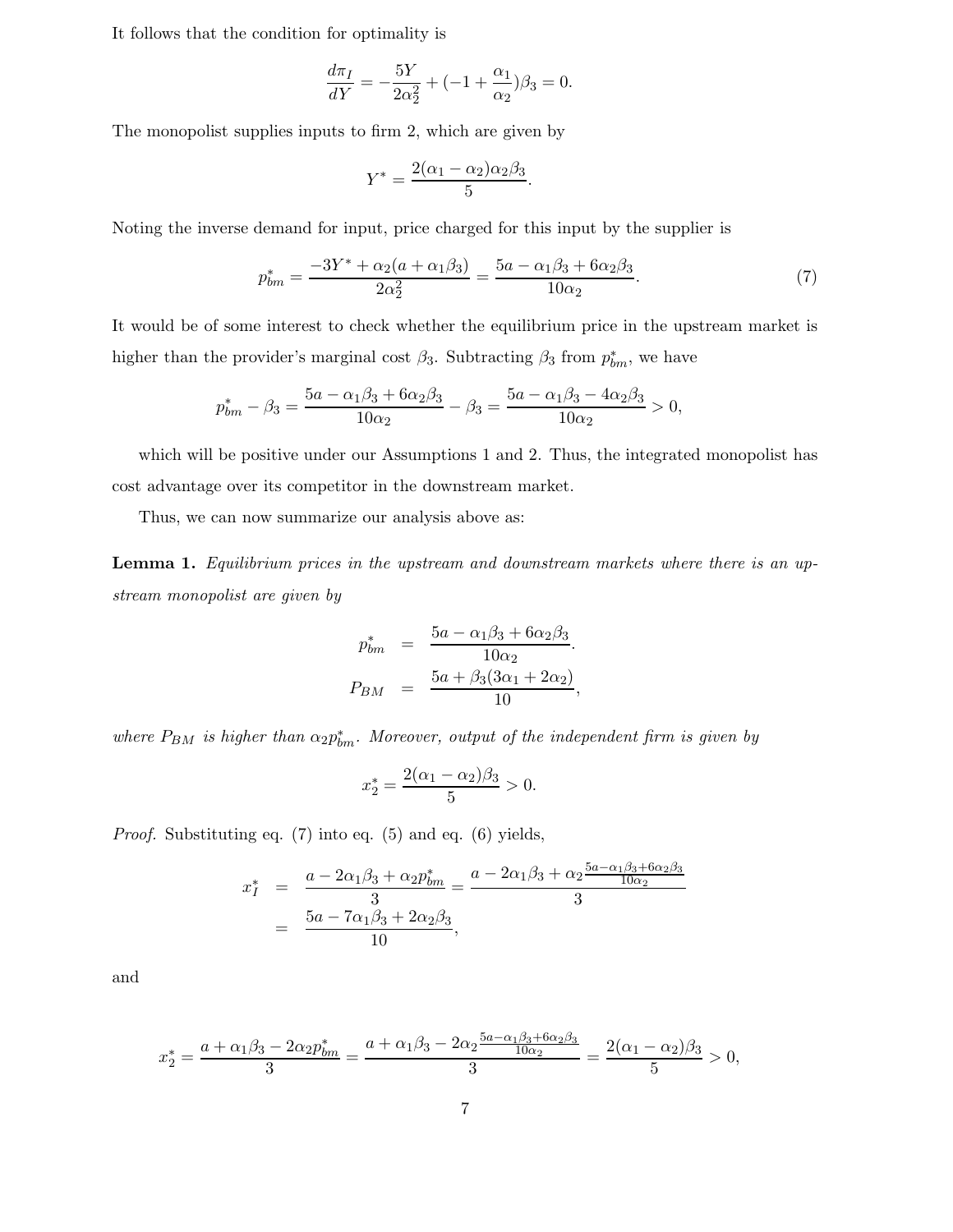It follows that the condition for optimality is

$$\frac{d\pi_I}{dY} = -\frac{5Y}{2\alpha_2^2} + (-1 + \frac{\alpha_1}{\alpha_2})\beta_3 = 0.$$

The monopolist supplies inputs to firm 2, which are given by

$$Y^* = \frac{2(\alpha_1 - \alpha_2)\alpha_2\beta_3}{5}.$$

Noting the inverse demand for input, price charged for this input by the supplier is

$$p_{bm}^* = \frac{-3Y^* + \alpha_2(a + \alpha_1\beta_3)}{2\alpha_2^2} = \frac{5a - \alpha_1\beta_3 + 6\alpha_2\beta_3}{10\alpha_2}. \tag{7}$$

It would be of some interest to check whether the equilibrium price in the upstream market is higher than the provider's marginal cost $\beta_3$. Subtracting $\beta_3$ from $p_{bm}^*$, we have

$$p_{bm}^* - \beta_3 = \frac{5a - \alpha_1\beta_3 + 6\alpha_2\beta_3}{10\alpha_2} - \beta_3 = \frac{5a - \alpha_1\beta_3 - 4\alpha_2\beta_3}{10\alpha_2} > 0,$$

which will be positive under our Assumptions 1 and 2. Thus, the integrated monopolist has cost advantage over its competitor in the downstream market.

Thus, we can now summarize our analysis above as:

**Lemma 1.** *Equilibrium prices in the upstream and downstream markets where there is an upstream monopolist are given by*

$$\begin{aligned} p_{bm}^* &= \frac{5a - \alpha_1\beta_3 + 6\alpha_2\beta_3}{10\alpha_2}. \\ P_{BM} &= \frac{5a + \beta_3(3\alpha_1 + 2\alpha_2)}{10}, \end{aligned}$$

*where $P_{BM}$ is higher than $\alpha_2 p_{bm}^*$. Moreover, output of the independent firm is given by*

$$x_2^* = \frac{2(\alpha_1 - \alpha_2)\beta_3}{5} > 0.$$

*Proof.* Substituting eq. (7) into eq. (5) and eq. (6) yields,

$$\begin{aligned} x_I^* &= \frac{a - 2\alpha_1\beta_3 + \alpha_2 p_{bm}^*}{3} = \frac{a - 2\alpha_1\beta_3 + \alpha_2\frac{5a - \alpha_1\beta_3 + 6\alpha_2\beta_3}{10\alpha_2}}{3} \\ &= \frac{5a - 7\alpha_1\beta_3 + 2\alpha_2\beta_3}{10}, \end{aligned}$$

and

$$x_2^* = \frac{a + \alpha_1\beta_3 - 2\alpha_2 p_{bm}^*}{3} = \frac{a + \alpha_1\beta_3 - 2\alpha_2\frac{5a - \alpha_1\beta_3 + 6\alpha_2\beta_3}{10\alpha_2}}{3} = \frac{2(\alpha_1 - \alpha_2)\beta_3}{5} > 0,$$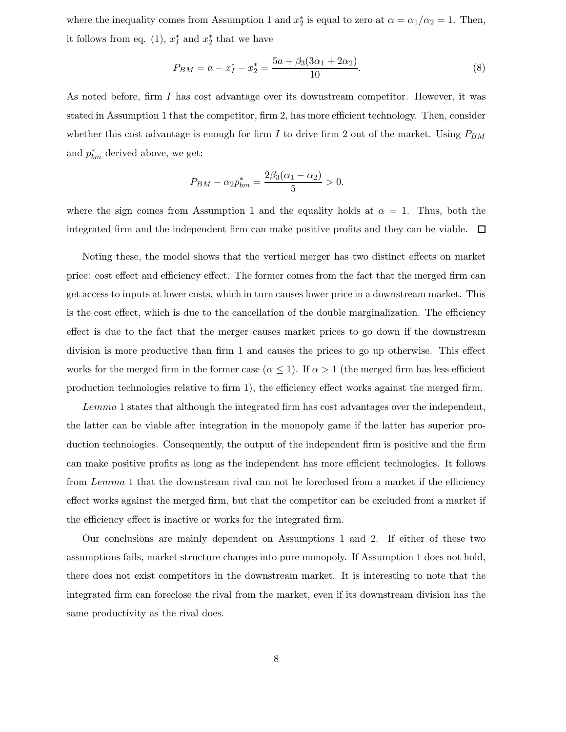where the inequality comes from Assumption 1 and $x_2^*$ is equal to zero at $\alpha = \alpha_1/\alpha_2 = 1$. Then, it follows from eq. (1), $x_I^*$ and $x_2^*$ that we have

$$P_{BM} = a - x_I^* - x_2^* = \frac{5a + \beta_3(3\alpha_1 + 2\alpha_2)}{10}. \tag{8}$$

As noted before, firm $I$ has cost advantage over its downstream competitor. However, it was stated in Assumption 1 that the competitor, firm 2, has more efficient technology. Then, consider whether this cost advantage is enough for firm $I$ to drive firm 2 out of the market. Using $P_{BM}$ and $p_{bm}^*$ derived above, we get:

$$P_{BM} - \alpha_2 p_{bm}^* = \frac{2\beta_3(\alpha_1 - \alpha_2)}{5} > 0.$$

where the sign comes from Assumption 1 and the equality holds at $\alpha = 1$. Thus, both the integrated firm and the independent firm can make positive profits and they can be viable. □

Noting these, the model shows that the vertical merger has two distinct effects on market price: cost effect and efficiency effect. The former comes from the fact that the merged firm can get access to inputs at lower costs, which in turn causes lower price in a downstream market. This is the cost effect, which is due to the cancellation of the double marginalization. The efficiency effect is due to the fact that the merger causes market prices to go down if the downstream division is more productive than firm 1 and causes the prices to go up otherwise. This effect works for the merged firm in the former case ($\alpha \leq 1$). If $\alpha > 1$ (the merged firm has less efficient production technologies relative to firm 1), the efficiency effect works against the merged firm.

*Lemma* 1 states that although the integrated firm has cost advantages over the independent, the latter can be viable after integration in the monopoly game if the latter has superior production technologies. Consequently, the output of the independent firm is positive and the firm can make positive profits as long as the independent has more efficient technologies. It follows from *Lemma* 1 that the downstream rival can not be foreclosed from a market if the efficiency effect works against the merged firm, but that the competitor can be excluded from a market if the efficiency effect is inactive or works for the integrated firm.

Our conclusions are mainly dependent on Assumptions 1 and 2. If either of these two assumptions fails, market structure changes into pure monopoly. If Assumption 1 does not hold, there does not exist competitors in the downstream market. It is interesting to note that the integrated firm can foreclose the rival from the market, even if its downstream division has the same productivity as the rival does.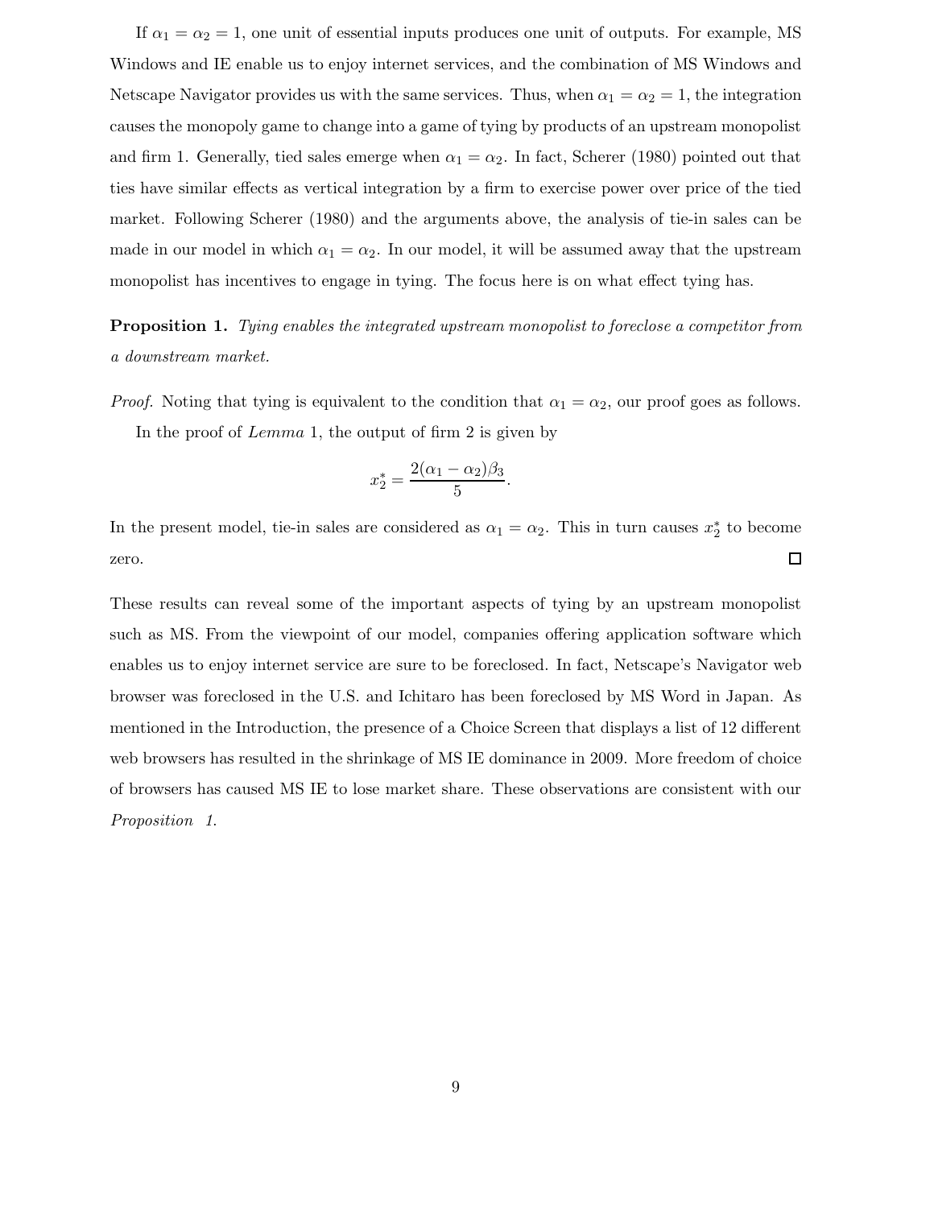If $\alpha_1 = \alpha_2 = 1$, one unit of essential inputs produces one unit of outputs. For example, MS Windows and IE enable us to enjoy internet services, and the combination of MS Windows and Netscape Navigator provides us with the same services. Thus, when $\alpha_1 = \alpha_2 = 1$, the integration causes the monopoly game to change into a game of tying by products of an upstream monopolist and firm 1. Generally, tied sales emerge when $\alpha_1 = \alpha_2$. In fact, Scherer (1980) pointed out that ties have similar effects as vertical integration by a firm to exercise power over price of the tied market. Following Scherer (1980) and the arguments above, the analysis of tie-in sales can be made in our model in which $\alpha_1 = \alpha_2$. In our model, it will be assumed away that the upstream monopolist has incentives to engage in tying. The focus here is on what effect tying has.

**Proposition 1.** *Tying enables the integrated upstream monopolist to foreclose a competitor from a downstream market.*

*Proof.* Noting that tying is equivalent to the condition that $\alpha_1 = \alpha_2$, our proof goes as follows.

In the proof of *Lemma* 1, the output of firm 2 is given by

$$x_2^* = \frac{2(\alpha_1 - \alpha_2)\beta_3}{5}.$$

In the present model, tie-in sales are considered as $\alpha_1 = \alpha_2$. This in turn causes $x_2^*$ to become zero. □

These results can reveal some of the important aspects of tying by an upstream monopolist such as MS. From the viewpoint of our model, companies offering application software which enables us to enjoy internet service are sure to be foreclosed. In fact, Netscape's Navigator web browser was foreclosed in the U.S. and Ichitaro has been foreclosed by MS Word in Japan. As mentioned in the Introduction, the presence of a Choice Screen that displays a list of 12 different web browsers has resulted in the shrinkage of MS IE dominance in 2009. More freedom of choice of browsers has caused MS IE to lose market share. These observations are consistent with our *Proposition 1.*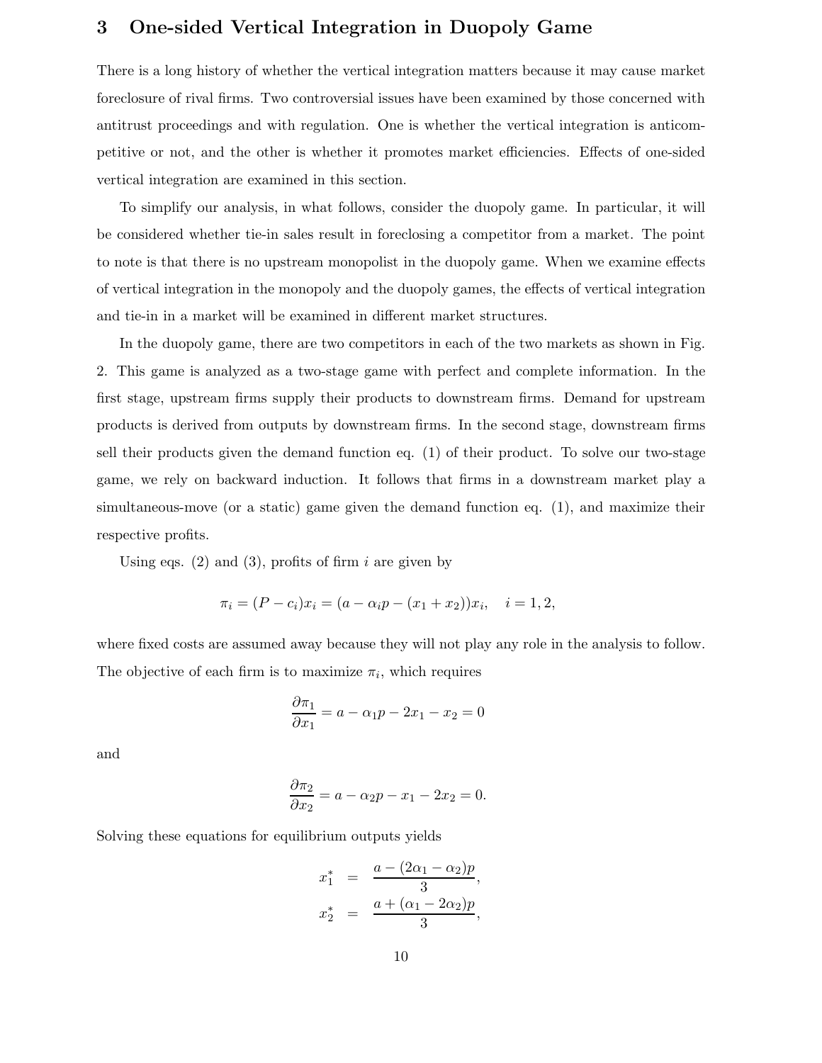## 3 One-sided Vertical Integration in Duopoly Game

There is a long history of whether the vertical integration matters because it may cause market foreclosure of rival firms. Two controversial issues have been examined by those concerned with antitrust proceedings and with regulation. One is whether the vertical integration is anticompetitive or not, and the other is whether it promotes market efficiencies. Effects of one-sided vertical integration are examined in this section.

To simplify our analysis, in what follows, consider the duopoly game. In particular, it will be considered whether tie-in sales result in foreclosing a competitor from a market. The point to note is that there is no upstream monopolist in the duopoly game. When we examine effects of vertical integration in the monopoly and the duopoly games, the effects of vertical integration and tie-in in a market will be examined in different market structures.

In the duopoly game, there are two competitors in each of the two markets as shown in Fig. 2. This game is analyzed as a two-stage game with perfect and complete information. In the first stage, upstream firms supply their products to downstream firms. Demand for upstream products is derived from outputs by downstream firms. In the second stage, downstream firms sell their products given the demand function eq. (1) of their product. To solve our two-stage game, we rely on backward induction. It follows that firms in a downstream market play a simultaneous-move (or a static) game given the demand function eq. (1), and maximize their respective profits.

Using eqs. (2) and (3), profits of firm $i$ are given by

$$\pi_i = (P - c_i)x_i = (a - \alpha_i p - (x_1 + x_2))x_i, \quad i = 1, 2,$$

where fixed costs are assumed away because they will not play any role in the analysis to follow. The objective of each firm is to maximize $\pi_i$, which requires

$$\frac{\partial \pi_1}{\partial x_1} = a - \alpha_1 p - 2x_1 - x_2 = 0$$

and

$$\frac{\partial \pi_2}{\partial x_2} = a - \alpha_2 p - x_1 - 2x_2 = 0.$$

Solving these equations for equilibrium outputs yields

$$\begin{aligned} x_1^* &= \frac{a - (2\alpha_1 - \alpha_2)p}{3}, \\ x_2^* &= \frac{a + (\alpha_1 - 2\alpha_2)p}{3}, \end{aligned}$$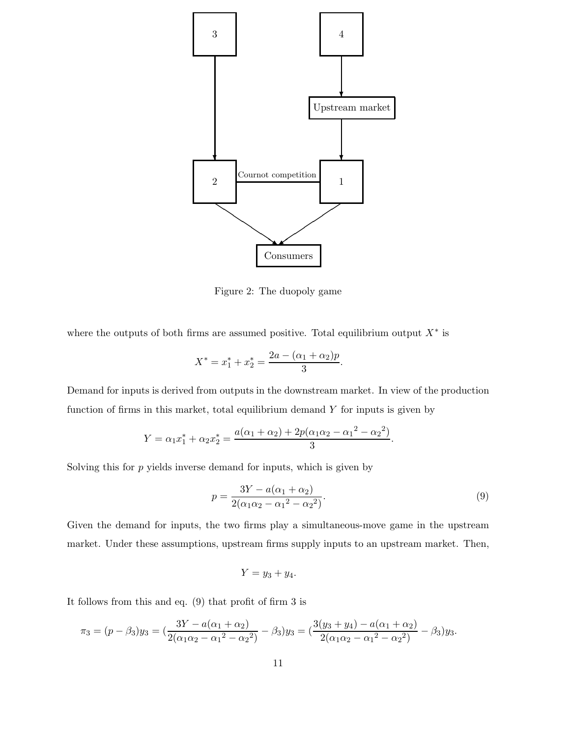Figure 2: The duopoly game

where the outputs of both firms are assumed positive. Total equilibrium output $X^*$ is

$$X^* = x_1^* + x_2^* = \frac{2a - (\alpha_1 + \alpha_2)p}{3}.$$

Demand for inputs is derived from outputs in the downstream market. In view of the production function of firms in this market, total equilibrium demand $Y$ for inputs is given by

$$Y = \alpha_1 x_1^* + \alpha_2 x_2^* = \frac{a(\alpha_1 + \alpha_2) + 2p(\alpha_1\alpha_2 - {\alpha_1}^2 - {\alpha_2}^2)}{3}.$$

Solving this for $p$ yields inverse demand for inputs, which is given by

$$p = \frac{3Y - a(\alpha_1 + \alpha_2)}{2(\alpha_1\alpha_2 - {\alpha_1}^2 - {\alpha_2}^2)}. \tag{9}$$

Given the demand for inputs, the two firms play a simultaneous-move game in the upstream market. Under these assumptions, upstream firms supply inputs to an upstream market. Then,

$$Y = y_3 + y_4.$$

It follows from this and eq. (9) that profit of firm 3 is

$$\pi_3 = (p - \beta_3)y_3 = (\frac{3Y - a(\alpha_1 + \alpha_2)}{2(\alpha_1\alpha_2 - {\alpha_1}^2 - {\alpha_2}^2)} - \beta_3)y_3 = (\frac{3(y_3 + y_4) - a(\alpha_1 + \alpha_2)}{2(\alpha_1\alpha_2 - {\alpha_1}^2 - {\alpha_2}^2)} - \beta_3)y_3.$$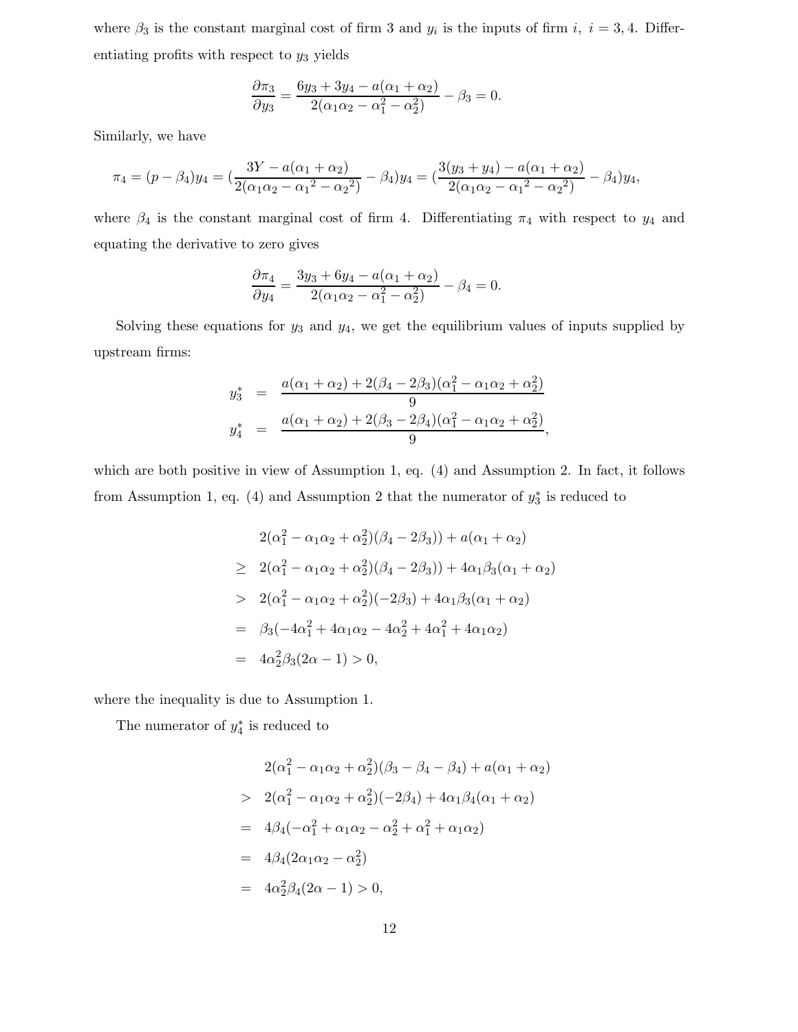where $\beta_3$ is the constant marginal cost of firm 3 and $y_i$ is the inputs of firm $i$, $i = 3, 4$. Differentiating profits with respect to $y_3$ yields

$$\frac{\partial \pi_3}{\partial y_3} = \frac{6y_3 + 3y_4 - a(\alpha_1 + \alpha_2)}{2(\alpha_1\alpha_2 - \alpha_1^2 - \alpha_2^2)} - \beta_3 = 0.$$

Similarly, we have

$$\pi_4 = (p - \beta_4)y_4 = (\frac{3Y - a(\alpha_1 + \alpha_2)}{2(\alpha_1\alpha_2 - {\alpha_1}^2 - {\alpha_2}^2)} - \beta_4)y_4 = (\frac{3(y_3 + y_4) - a(\alpha_1 + \alpha_2)}{2(\alpha_1\alpha_2 - {\alpha_1}^2 - {\alpha_2}^2)} - \beta_4)y_4,$$

where $\beta_4$ is the constant marginal cost of firm 4. Differentiating $\pi_4$ with respect to $y_4$ and equating the derivative to zero gives

$$\frac{\partial \pi_4}{\partial y_4} = \frac{3y_3 + 6y_4 - a(\alpha_1 + \alpha_2)}{2(\alpha_1\alpha_2 - \alpha_1^2 - \alpha_2^2)} - \beta_4 = 0.$$

Solving these equations for $y_3$ and $y_4$, we get the equilibrium values of inputs supplied by upstream firms:

$$\begin{aligned}
y_3^* &= \frac{a(\alpha_1 + \alpha_2) + 2(\beta_4 - 2\beta_3)(\alpha_1^2 - \alpha_1\alpha_2 + \alpha_2^2)}{9} \\
y_4^* &= \frac{a(\alpha_1 + \alpha_2) + 2(\beta_3 - 2\beta_4)(\alpha_1^2 - \alpha_1\alpha_2 + \alpha_2^2)}{9},
\end{aligned}$$

which are both positive in view of Assumption 1, eq. (4) and Assumption 2. In fact, it follows from Assumption 1, eq. (4) and Assumption 2 that the numerator of $y_3^*$ is reduced to

$$\begin{aligned}
& 2(\alpha_1^2 - \alpha_1\alpha_2 + \alpha_2^2)(\beta_4 - 2\beta_3)) + a(\alpha_1 + \alpha_2) \\
\geq \; & 2(\alpha_1^2 - \alpha_1\alpha_2 + \alpha_2^2)(\beta_4 - 2\beta_3)) + 4\alpha_1\beta_3(\alpha_1 + \alpha_2) \\
> \; & 2(\alpha_1^2 - \alpha_1\alpha_2 + \alpha_2^2)(-2\beta_3) + 4\alpha_1\beta_3(\alpha_1 + \alpha_2) \\
= \; & \beta_3(-4\alpha_1^2 + 4\alpha_1\alpha_2 - 4\alpha_2^2 + 4\alpha_1^2 + 4\alpha_1\alpha_2) \\
= \; & 4\alpha_2^2\beta_3(2\alpha - 1) > 0,
\end{aligned}$$

where the inequality is due to Assumption 1.

The numerator of $y_4^*$ is reduced to

$$\begin{aligned}
& 2(\alpha_1^2 - \alpha_1\alpha_2 + \alpha_2^2)(\beta_3 - \beta_4 - \beta_4) + a(\alpha_1 + \alpha_2) \\
> \; & 2(\alpha_1^2 - \alpha_1\alpha_2 + \alpha_2^2)(-2\beta_4) + 4\alpha_1\beta_4(\alpha_1 + \alpha_2) \\
= \; & 4\beta_4(-\alpha_1^2 + \alpha_1\alpha_2 - \alpha_2^2 + \alpha_1^2 + \alpha_1\alpha_2) \\
= \; & 4\beta_4(2\alpha_1\alpha_2 - \alpha_2^2) \\
= \; & 4\alpha_2^2\beta_4(2\alpha - 1) > 0,
\end{aligned}$$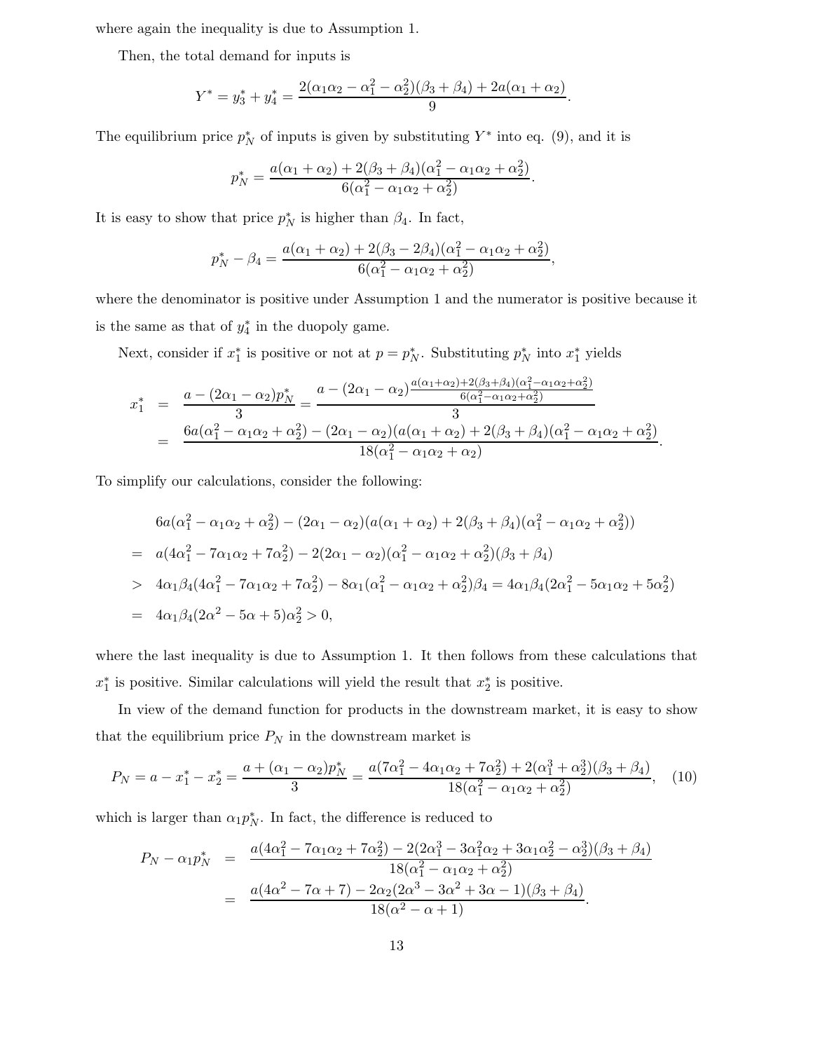where again the inequality is due to Assumption 1.

Then, the total demand for inputs is

$$Y^* = y_3^* + y_4^* = \frac{2(\alpha_1\alpha_2 - \alpha_1^2 - \alpha_2^2)(\beta_3 + \beta_4) + 2a(\alpha_1 + \alpha_2)}{9}.$$

The equilibrium price $p_N^*$ of inputs is given by substituting $Y^*$ into eq. (9), and it is

$$p_N^* = \frac{a(\alpha_1 + \alpha_2) + 2(\beta_3 + \beta_4)(\alpha_1^2 - \alpha_1\alpha_2 + \alpha_2^2)}{6(\alpha_1^2 - \alpha_1\alpha_2 + \alpha_2^2)}.$$

It is easy to show that price $p_N^*$ is higher than $\beta_4$. In fact,

$$p_N^* - \beta_4 = \frac{a(\alpha_1 + \alpha_2) + 2(\beta_3 - 2\beta_4)(\alpha_1^2 - \alpha_1\alpha_2 + \alpha_2^2)}{6(\alpha_1^2 - \alpha_1\alpha_2 + \alpha_2^2)},$$

where the denominator is positive under Assumption 1 and the numerator is positive because it is the same as that of $y_4^*$ in the duopoly game.

Next, consider if $x_1^*$ is positive or not at $p = p_N^*$. Substituting $p_N^*$ into $x_1^*$ yields

$$\begin{aligned}
x_1^* &= \frac{a - (2\alpha_1 - \alpha_2)p_N^*}{3} = \frac{a - (2\alpha_1 - \alpha_2)\frac{a(\alpha_1+\alpha_2)+2(\beta_3+\beta_4)(\alpha_1^2-\alpha_1\alpha_2+\alpha_2^2)}{6(\alpha_1^2-\alpha_1\alpha_2+\alpha_2^2)}}{3} \\
&= \frac{6a(\alpha_1^2 - \alpha_1\alpha_2 + \alpha_2^2) - (2\alpha_1 - \alpha_2)(a(\alpha_1 + \alpha_2) + 2(\beta_3 + \beta_4)(\alpha_1^2 - \alpha_1\alpha_2 + \alpha_2^2)}{18(\alpha_1^2 - \alpha_1\alpha_2 + \alpha_2)}.
\end{aligned}$$

To simplify our calculations, consider the following:

$$\begin{aligned}
& 6a(\alpha_1^2 - \alpha_1\alpha_2 + \alpha_2^2) - (2\alpha_1 - \alpha_2)(a(\alpha_1 + \alpha_2) + 2(\beta_3 + \beta_4)(\alpha_1^2 - \alpha_1\alpha_2 + \alpha_2^2)) \\
=\; & a(4\alpha_1^2 - 7\alpha_1\alpha_2 + 7\alpha_2^2) - 2(2\alpha_1 - \alpha_2)(\alpha_1^2 - \alpha_1\alpha_2 + \alpha_2^2)(\beta_3 + \beta_4) \\
>\; & 4\alpha_1\beta_4(4\alpha_1^2 - 7\alpha_1\alpha_2 + 7\alpha_2^2) - 8\alpha_1(\alpha_1^2 - \alpha_1\alpha_2 + \alpha_2^2)\beta_4 = 4\alpha_1\beta_4(2\alpha_1^2 - 5\alpha_1\alpha_2 + 5\alpha_2^2) \\
=\; & 4\alpha_1\beta_4(2\alpha^2 - 5\alpha + 5)\alpha_2^2 > 0,
\end{aligned}$$

where the last inequality is due to Assumption 1. It then follows from these calculations that $x_1^*$ is positive. Similar calculations will yield the result that $x_2^*$ is positive.

In view of the demand function for products in the downstream market, it is easy to show that the equilibrium price $P_N$ in the downstream market is

$$P_N = a - x_1^* - x_2^* = \frac{a + (\alpha_1 - \alpha_2)p_N^*}{3} = \frac{a(7\alpha_1^2 - 4\alpha_1\alpha_2 + 7\alpha_2^2) + 2(\alpha_1^3 + \alpha_2^3)(\beta_3 + \beta_4)}{18(\alpha_1^2 - \alpha_1\alpha_2 + \alpha_2^2)}, \quad (10)$$

which is larger than $\alpha_1 p_N^*$. In fact, the difference is reduced to

$$\begin{aligned}
P_N - \alpha_1 p_N^* &= \frac{a(4\alpha_1^2 - 7\alpha_1\alpha_2 + 7\alpha_2^2) - 2(2\alpha_1^3 - 3\alpha_1^2\alpha_2 + 3\alpha_1\alpha_2^2 - \alpha_2^3)(\beta_3 + \beta_4)}{18(\alpha_1^2 - \alpha_1\alpha_2 + \alpha_2^2)} \\
&= \frac{a(4\alpha^2 - 7\alpha + 7) - 2\alpha_2(2\alpha^3 - 3\alpha^2 + 3\alpha - 1)(\beta_3 + \beta_4)}{18(\alpha^2 - \alpha + 1)}.
\end{aligned}$$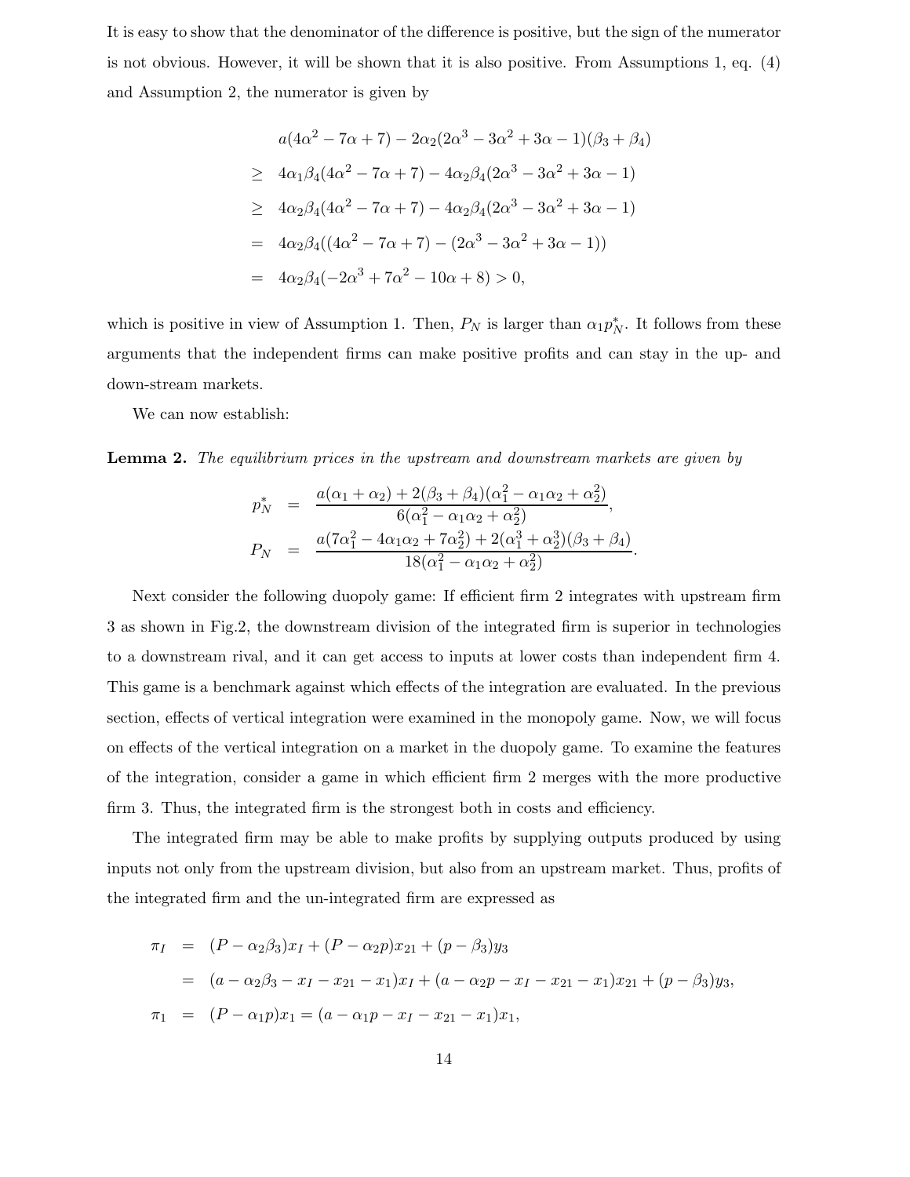It is easy to show that the denominator of the difference is positive, but the sign of the numerator is not obvious. However, it will be shown that it is also positive. From Assumptions 1, eq. (4) and Assumption 2, the numerator is given by

$$
\begin{aligned}
& a(4\alpha^2 - 7\alpha + 7) - 2\alpha_2(2\alpha^3 - 3\alpha^2 + 3\alpha - 1)(\beta_3 + \beta_4) \\
\geq \; & 4\alpha_1\beta_4(4\alpha^2 - 7\alpha + 7) - 4\alpha_2\beta_4(2\alpha^3 - 3\alpha^2 + 3\alpha - 1) \\
\geq \; & 4\alpha_2\beta_4(4\alpha^2 - 7\alpha + 7) - 4\alpha_2\beta_4(2\alpha^3 - 3\alpha^2 + 3\alpha - 1) \\
= \; & 4\alpha_2\beta_4((4\alpha^2 - 7\alpha + 7) - (2\alpha^3 - 3\alpha^2 + 3\alpha - 1)) \\
= \; & 4\alpha_2\beta_4(-2\alpha^3 + 7\alpha^2 - 10\alpha + 8) > 0,
\end{aligned}
$$

which is positive in view of Assumption 1. Then, $P_N$ is larger than $\alpha_1 p_N^*$. It follows from these arguments that the independent firms can make positive profits and can stay in the up- and down-stream markets.

We can now establish:

**Lemma 2.** *The equilibrium prices in the upstream and downstream markets are given by*

$$
\begin{aligned}
p_N^* &= \frac{a(\alpha_1 + \alpha_2) + 2(\beta_3 + \beta_4)(\alpha_1^2 - \alpha_1\alpha_2 + \alpha_2^2)}{6(\alpha_1^2 - \alpha_1\alpha_2 + \alpha_2^2)}, \\
P_N &= \frac{a(7\alpha_1^2 - 4\alpha_1\alpha_2 + 7\alpha_2^2) + 2(\alpha_1^3 + \alpha_2^3)(\beta_3 + \beta_4)}{18(\alpha_1^2 - \alpha_1\alpha_2 + \alpha_2^2)}.
\end{aligned}
$$

Next consider the following duopoly game: If efficient firm 2 integrates with upstream firm 3 as shown in Fig.2, the downstream division of the integrated firm is superior in technologies to a downstream rival, and it can get access to inputs at lower costs than independent firm 4. This game is a benchmark against which effects of the integration are evaluated. In the previous section, effects of vertical integration were examined in the monopoly game. Now, we will focus on effects of the vertical integration on a market in the duopoly game. To examine the features of the integration, consider a game in which efficient firm 2 merges with the more productive firm 3. Thus, the integrated firm is the strongest both in costs and efficiency.

The integrated firm may be able to make profits by supplying outputs produced by using inputs not only from the upstream division, but also from an upstream market. Thus, profits of the integrated firm and the un-integrated firm are expressed as

$$
\begin{aligned}
\pi_I &= (P - \alpha_2\beta_3)x_I + (P - \alpha_2 p)x_{21} + (p - \beta_3)y_3 \\
&= (a - \alpha_2\beta_3 - x_I - x_{21} - x_1)x_I + (a - \alpha_2 p - x_I - x_{21} - x_1)x_{21} + (p - \beta_3)y_3, \\
\pi_1 &= (P - \alpha_1 p)x_1 = (a - \alpha_1 p - x_I - x_{21} - x_1)x_1,
\end{aligned}
$$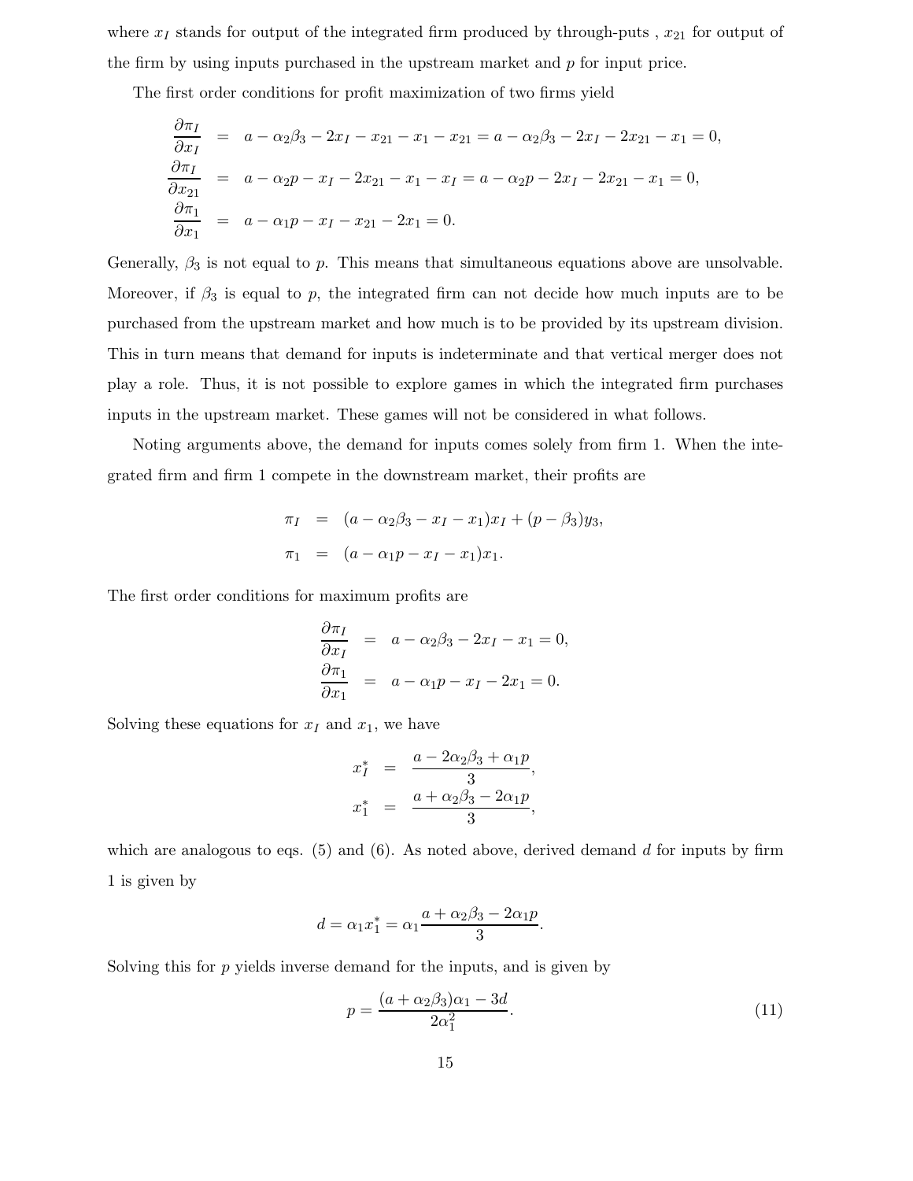where $x_I$ stands for output of the integrated firm produced by through-puts , $x_{21}$ for output of the firm by using inputs purchased in the upstream market and $p$ for input price.

The first order conditions for profit maximization of two firms yield

$$
\begin{aligned}
\frac{\partial \pi_I}{\partial x_I} &= a - \alpha_2\beta_3 - 2x_I - x_{21} - x_1 - x_{21} = a - \alpha_2\beta_3 - 2x_I - 2x_{21} - x_1 = 0, \\
\frac{\partial \pi_I}{\partial x_{21}} &= a - \alpha_2 p - x_I - 2x_{21} - x_1 - x_I = a - \alpha_2 p - 2x_I - 2x_{21} - x_1 = 0, \\
\frac{\partial \pi_1}{\partial x_1} &= a - \alpha_1 p - x_I - x_{21} - 2x_1 = 0.
\end{aligned}
$$

Generally, $\beta_3$ is not equal to $p$. This means that simultaneous equations above are unsolvable. Moreover, if $\beta_3$ is equal to $p$, the integrated firm can not decide how much inputs are to be purchased from the upstream market and how much is to be provided by its upstream division. This in turn means that demand for inputs is indeterminate and that vertical merger does not play a role. Thus, it is not possible to explore games in which the integrated firm purchases inputs in the upstream market. These games will not be considered in what follows.

Noting arguments above, the demand for inputs comes solely from firm 1. When the integrated firm and firm 1 compete in the downstream market, their profits are

$$
\begin{aligned}
\pi_I &= (a - \alpha_2\beta_3 - x_I - x_1)x_I + (p - \beta_3)y_3, \\
\pi_1 &= (a - \alpha_1 p - x_I - x_1)x_1.
\end{aligned}
$$

The first order conditions for maximum profits are

$$
\begin{aligned}
\frac{\partial \pi_I}{\partial x_I} &= a - \alpha_2\beta_3 - 2x_I - x_1 = 0, \\
\frac{\partial \pi_1}{\partial x_1} &= a - \alpha_1 p - x_I - 2x_1 = 0.
\end{aligned}
$$

Solving these equations for $x_I$ and $x_1$, we have

$$
\begin{aligned}
x_I^* &= \frac{a - 2\alpha_2\beta_3 + \alpha_1 p}{3}, \\
x_1^* &= \frac{a + \alpha_2\beta_3 - 2\alpha_1 p}{3},
\end{aligned}
$$

which are analogous to eqs. (5) and (6). As noted above, derived demand $d$ for inputs by firm 1 is given by

$$
d = \alpha_1 x_1^* = \alpha_1 \frac{a + \alpha_2\beta_3 - 2\alpha_1 p}{3}.
$$

Solving this for $p$ yields inverse demand for the inputs, and is given by

$$
p = \frac{(a + \alpha_2\beta_3)\alpha_1 - 3d}{2\alpha_1^2}. \tag{11}
$$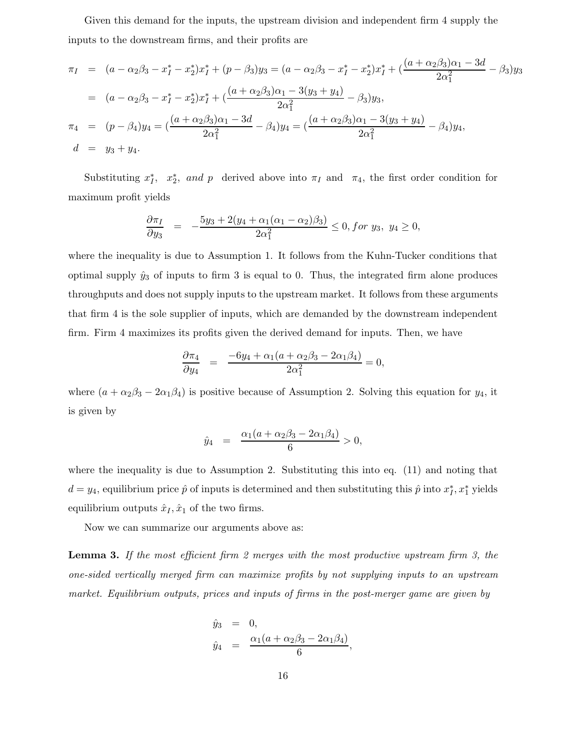Given this demand for the inputs, the upstream division and independent firm 4 supply the inputs to the downstream firms, and their profits are

$$
\begin{aligned}
\pi_I &= (a - \alpha_2\beta_3 - x_I^* - x_2^*)x_I^* + (p - \beta_3)y_3 = (a - \alpha_2\beta_3 - x_I^* - x_2^*)x_I^* + (\frac{(a+\alpha_2\beta_3)\alpha_1 - 3d}{2\alpha_1^2} - \beta_3)y_3 \\
&= (a - \alpha_2\beta_3 - x_I^* - x_2^*)x_I^* + (\frac{(a+\alpha_2\beta_3)\alpha_1 - 3(y_3+y_4)}{2\alpha_1^2} - \beta_3)y_3, \\
\pi_4 &= (p - \beta_4)y_4 = (\frac{(a+\alpha_2\beta_3)\alpha_1 - 3d}{2\alpha_1^2} - \beta_4)y_4 = (\frac{(a+\alpha_2\beta_3)\alpha_1 - 3(y_3+y_4)}{2\alpha_1^2} - \beta_4)y_4, \\
d &= y_3 + y_4.
\end{aligned}
$$

Substituting $x_I^*$, $x_2^*$, *and* $p$ derived above into $\pi_I$ and $\pi_4$, the first order condition for maximum profit yields

$$
\frac{\partial \pi_I}{\partial y_3} = -\frac{5y_3 + 2(y_4 + \alpha_1(\alpha_1 - \alpha_2)\beta_3)}{2\alpha_1^2} \leq 0, for\ y_3,\ y_4 \geq 0,
$$

where the inequality is due to Assumption 1. It follows from the Kuhn-Tucker conditions that optimal supply $\hat{y}_3$ of inputs to firm 3 is equal to 0. Thus, the integrated firm alone produces throughputs and does not supply inputs to the upstream market. It follows from these arguments that firm 4 is the sole supplier of inputs, which are demanded by the downstream independent firm. Firm 4 maximizes its profits given the derived demand for inputs. Then, we have

$$
\frac{\partial \pi_4}{\partial y_4} = \frac{-6y_4 + \alpha_1(a + \alpha_2\beta_3 - 2\alpha_1\beta_4)}{2\alpha_1^2} = 0,
$$

where $(a + \alpha_2\beta_3 - 2\alpha_1\beta_4)$ is positive because of Assumption 2. Solving this equation for $y_4$, it is given by

$$
\hat{y}_4 = \frac{\alpha_1(a + \alpha_2\beta_3 - 2\alpha_1\beta_4)}{6} > 0,
$$

where the inequality is due to Assumption 2. Substituting this into eq. (11) and noting that $d = y_4$, equilibrium price $\hat{p}$ of inputs is determined and then substituting this $\hat{p}$ into $x_I^*, x_1^*$ yields equilibrium outputs $\hat{x}_I, \hat{x}_1$ of the two firms.

Now we can summarize our arguments above as:

**Lemma 3.** *If the most efficient firm 2 merges with the most productive upstream firm 3, the one-sided vertically merged firm can maximize profits by not supplying inputs to an upstream market. Equilibrium outputs, prices and inputs of firms in the post-merger game are given by*

$$
\begin{aligned}
\hat{y}_3 &= 0, \\
\hat{y}_4 &= \frac{\alpha_1(a + \alpha_2\beta_3 - 2\alpha_1\beta_4)}{6},
\end{aligned}
$$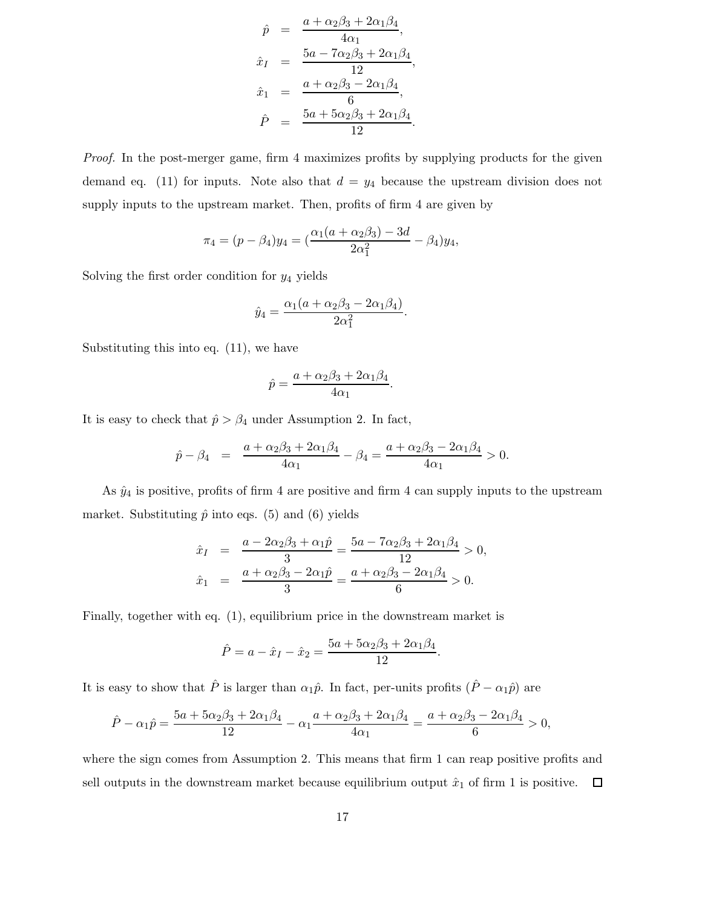$$
\begin{aligned}
\hat{p} &= \frac{a+\alpha_2\beta_3+2\alpha_1\beta_4}{4\alpha_1}, \\
\hat{x}_I &= \frac{5a-7\alpha_2\beta_3+2\alpha_1\beta_4}{12}, \\
\hat{x}_1 &= \frac{a+\alpha_2\beta_3-2\alpha_1\beta_4}{6}, \\
\hat{P} &= \frac{5a+5\alpha_2\beta_3+2\alpha_1\beta_4}{12}.
\end{aligned}
$$

*Proof.* In the post-merger game, firm 4 maximizes profits by supplying products for the given demand eq. (11) for inputs. Note also that $d = y_4$ because the upstream division does not supply inputs to the upstream market. Then, profits of firm 4 are given by

$$
\pi_4 = (p-\beta_4)y_4 = \left(\frac{\alpha_1(a+\alpha_2\beta_3)-3d}{2\alpha_1^2} - \beta_4\right)y_4,
$$

Solving the first order condition for $y_4$ yields

$$
\hat{y}_4 = \frac{\alpha_1(a+\alpha_2\beta_3-2\alpha_1\beta_4)}{2\alpha_1^2}.
$$

Substituting this into eq. (11), we have

$$
\hat{p} = \frac{a+\alpha_2\beta_3+2\alpha_1\beta_4}{4\alpha_1}.
$$

It is easy to check that $\hat{p} > \beta_4$ under Assumption 2. In fact,

$$
\hat{p}-\beta_4 = \frac{a+\alpha_2\beta_3+2\alpha_1\beta_4}{4\alpha_1} - \beta_4 = \frac{a+\alpha_2\beta_3-2\alpha_1\beta_4}{4\alpha_1} > 0.
$$

As $\hat{y}_4$ is positive, profits of firm 4 are positive and firm 4 can supply inputs to the upstream market. Substituting $\hat{p}$ into eqs. (5) and (6) yields

$$
\begin{aligned}
\hat{x}_I &= \frac{a-2\alpha_2\beta_3+\alpha_1\hat{p}}{3} = \frac{5a-7\alpha_2\beta_3+2\alpha_1\beta_4}{12} > 0, \\
\hat{x}_1 &= \frac{a+\alpha_2\beta_3-2\alpha_1\hat{p}}{3} = \frac{a+\alpha_2\beta_3-2\alpha_1\beta_4}{6} > 0.
\end{aligned}
$$

Finally, together with eq. (1), equilibrium price in the downstream market is

$$
\hat{P} = a - \hat{x}_I - \hat{x}_2 = \frac{5a+5\alpha_2\beta_3+2\alpha_1\beta_4}{12}.
$$

It is easy to show that $\hat{P}$ is larger than $\alpha_1\hat{p}$. In fact, per-units profits $(\hat{P}-\alpha_1\hat{p})$ are

$$
\hat{P}-\alpha_1\hat{p} = \frac{5a+5\alpha_2\beta_3+2\alpha_1\beta_4}{12} - \alpha_1\frac{a+\alpha_2\beta_3+2\alpha_1\beta_4}{4\alpha_1} = \frac{a+\alpha_2\beta_3-2\alpha_1\beta_4}{6} > 0,
$$

where the sign comes from Assumption 2. This means that firm 1 can reap positive profits and sell outputs in the downstream market because equilibrium output $\hat{x}_1$ of firm 1 is positive. □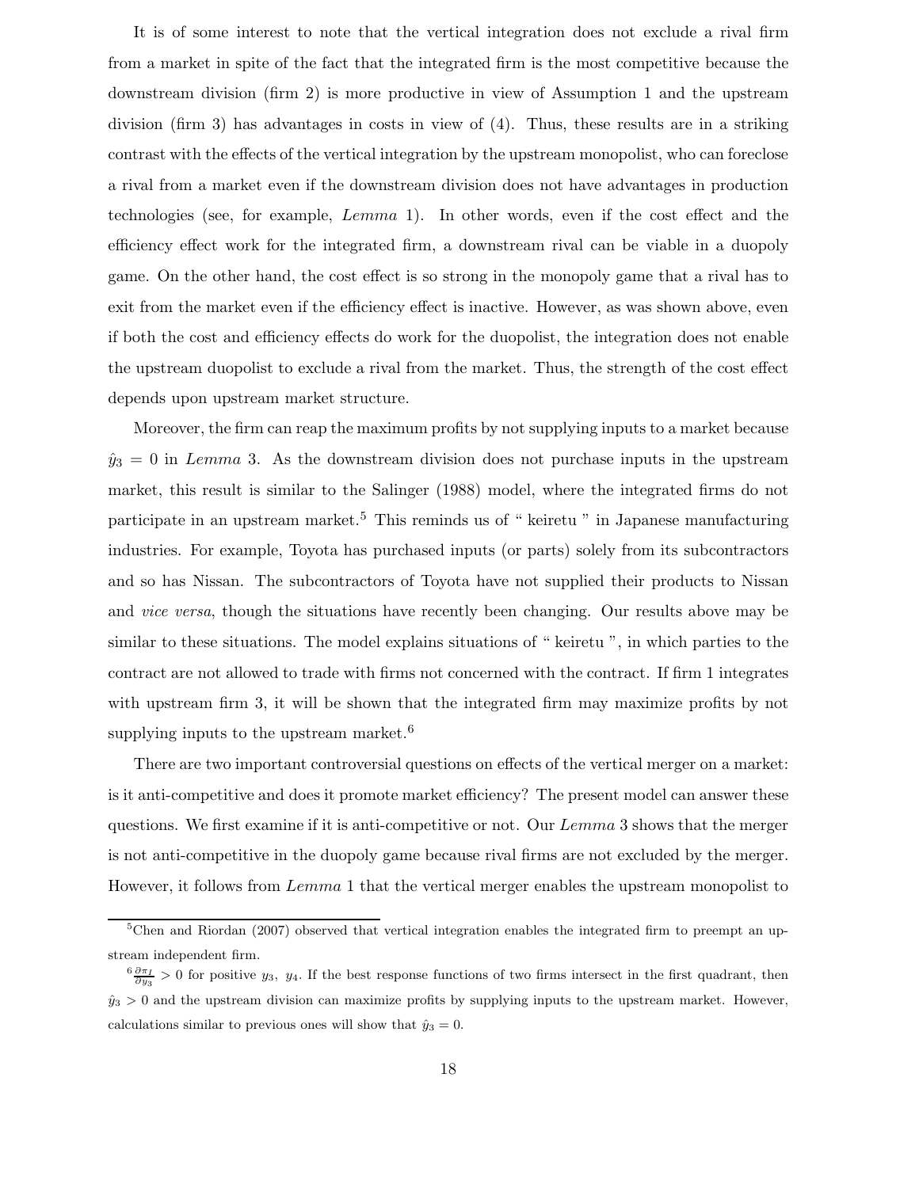It is of some interest to note that the vertical integration does not exclude a rival firm from a market in spite of the fact that the integrated firm is the most competitive because the downstream division (firm 2) is more productive in view of Assumption 1 and the upstream division (firm 3) has advantages in costs in view of (4). Thus, these results are in a striking contrast with the effects of the vertical integration by the upstream monopolist, who can foreclose a rival from a market even if the downstream division does not have advantages in production technologies (see, for example, *Lemma* 1). In other words, even if the cost effect and the efficiency effect work for the integrated firm, a downstream rival can be viable in a duopoly game. On the other hand, the cost effect is so strong in the monopoly game that a rival has to exit from the market even if the efficiency effect is inactive. However, as was shown above, even if both the cost and efficiency effects do work for the duopolist, the integration does not enable the upstream duopolist to exclude a rival from the market. Thus, the strength of the cost effect depends upon upstream market structure.

Moreover, the firm can reap the maximum profits by not supplying inputs to a market because $\hat{y}_3 = 0$ in *Lemma* 3. As the downstream division does not purchase inputs in the upstream market, this result is similar to the Salinger (1988) model, where the integrated firms do not participate in an upstream market.[5] This reminds us of " keiretu " in Japanese manufacturing industries. For example, Toyota has purchased inputs (or parts) solely from its subcontractors and so has Nissan. The subcontractors of Toyota have not supplied their products to Nissan and *vice versa*, though the situations have recently been changing. Our results above may be similar to these situations. The model explains situations of " keiretu ", in which parties to the contract are not allowed to trade with firms not concerned with the contract. If firm 1 integrates with upstream firm 3, it will be shown that the integrated firm may maximize profits by not supplying inputs to the upstream market.[6]

There are two important controversial questions on effects of the vertical merger on a market: is it anti-competitive and does it promote market efficiency? The present model can answer these questions. We first examine if it is anti-competitive or not. Our *Lemma* 3 shows that the merger is not anti-competitive in the duopoly game because rival firms are not excluded by the merger. However, it follows from *Lemma* 1 that the vertical merger enables the upstream monopolist to

[5] Chen and Riordan (2007) observed that vertical integration enables the integrated firm to preempt an upstream independent firm.

[6] $\frac{\partial \pi_I}{\partial y_3} > 0$ for positive $y_3,\ y_4$. If the best response functions of two firms intersect in the first quadrant, then $\hat{y}_3 > 0$ and the upstream division can maximize profits by supplying inputs to the upstream market. However, calculations similar to previous ones will show that $\hat{y}_3 = 0$.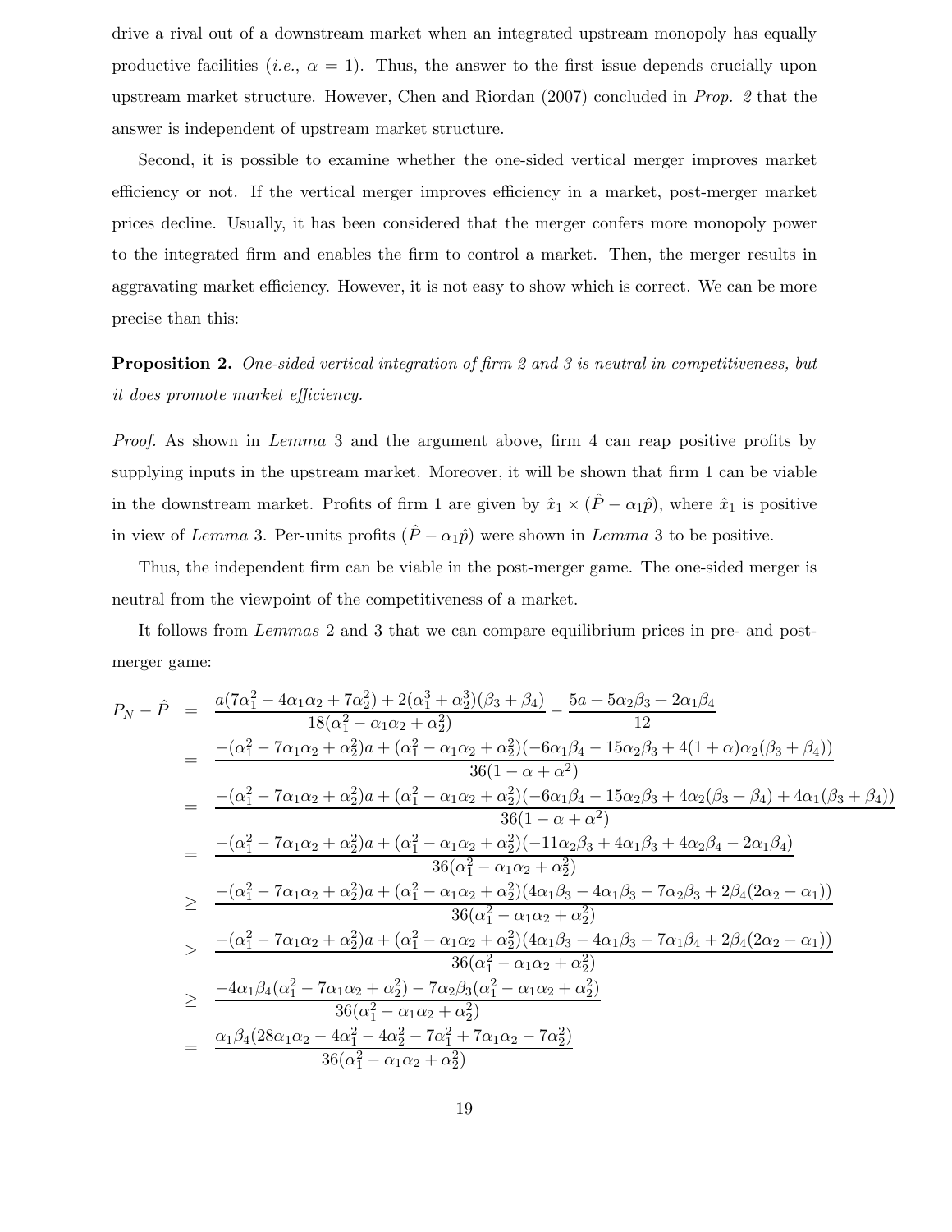drive a rival out of a downstream market when an integrated upstream monopoly has equally productive facilities (*i.e.*, $\alpha = 1$). Thus, the answer to the first issue depends crucially upon upstream market structure. However, Chen and Riordan (2007) concluded in *Prop. 2* that the answer is independent of upstream market structure.

Second, it is possible to examine whether the one-sided vertical merger improves market efficiency or not. If the vertical merger improves efficiency in a market, post-merger market prices decline. Usually, it has been considered that the merger confers more monopoly power to the integrated firm and enables the firm to control a market. Then, the merger results in aggravating market efficiency. However, it is not easy to show which is correct. We can be more precise than this:

**Proposition 2.** *One-sided vertical integration of firm 2 and 3 is neutral in competitiveness, but it does promote market efficiency.*

*Proof.* As shown in *Lemma* 3 and the argument above, firm 4 can reap positive profits by supplying inputs in the upstream market. Moreover, it will be shown that firm 1 can be viable in the downstream market. Profits of firm 1 are given by $\hat{x}_1 \times (\hat{P} - \alpha_1 \hat{p})$, where $\hat{x}_1$ is positive in view of *Lemma* 3. Per-units profits $(\hat{P} - \alpha_1 \hat{p})$ were shown in *Lemma* 3 to be positive.

Thus, the independent firm can be viable in the post-merger game. The one-sided merger is neutral from the viewpoint of the competitiveness of a market.

It follows from *Lemmas* 2 and 3 that we can compare equilibrium prices in pre- and post-merger game:

$$
\begin{aligned}
P_N - \hat{P} &= \frac{a(7\alpha_1^2 - 4\alpha_1\alpha_2 + 7\alpha_2^2) + 2(\alpha_1^3 + \alpha_2^3)(\beta_3 + \beta_4)}{18(\alpha_1^2 - \alpha_1\alpha_2 + \alpha_2^2)} - \frac{5a + 5\alpha_2\beta_3 + 2\alpha_1\beta_4}{12} \\
&= \frac{-(\alpha_1^2 - 7\alpha_1\alpha_2 + \alpha_2^2)a + (\alpha_1^2 - \alpha_1\alpha_2 + \alpha_2^2)(-6\alpha_1\beta_4 - 15\alpha_2\beta_3 + 4(1+\alpha)\alpha_2(\beta_3 + \beta_4))}{36(1 - \alpha + \alpha^2)} \\
&= \frac{-(\alpha_1^2 - 7\alpha_1\alpha_2 + \alpha_2^2)a + (\alpha_1^2 - \alpha_1\alpha_2 + \alpha_2^2)(-6\alpha_1\beta_4 - 15\alpha_2\beta_3 + 4\alpha_2(\beta_3 + \beta_4) + 4\alpha_1(\beta_3 + \beta_4))}{36(1 - \alpha + \alpha^2)} \\
&= \frac{-(\alpha_1^2 - 7\alpha_1\alpha_2 + \alpha_2^2)a + (\alpha_1^2 - \alpha_1\alpha_2 + \alpha_2^2)(-11\alpha_2\beta_3 + 4\alpha_1\beta_3 + 4\alpha_2\beta_4 - 2\alpha_1\beta_4)}{36(\alpha_1^2 - \alpha_1\alpha_2 + \alpha_2^2)} \\
&\geq \frac{-(\alpha_1^2 - 7\alpha_1\alpha_2 + \alpha_2^2)a + (\alpha_1^2 - \alpha_1\alpha_2 + \alpha_2^2)(4\alpha_1\beta_3 - 4\alpha_1\beta_3 - 7\alpha_2\beta_3 + 2\beta_4(2\alpha_2 - \alpha_1))}{36(\alpha_1^2 - \alpha_1\alpha_2 + \alpha_2^2)} \\
&\geq \frac{-(\alpha_1^2 - 7\alpha_1\alpha_2 + \alpha_2^2)a + (\alpha_1^2 - \alpha_1\alpha_2 + \alpha_2^2)(4\alpha_1\beta_3 - 4\alpha_1\beta_3 - 7\alpha_1\beta_4 + 2\beta_4(2\alpha_2 - \alpha_1))}{36(\alpha_1^2 - \alpha_1\alpha_2 + \alpha_2^2)} \\
&\geq \frac{-4\alpha_1\beta_4(\alpha_1^2 - 7\alpha_1\alpha_2 + \alpha_2^2) - 7\alpha_2\beta_3(\alpha_1^2 - \alpha_1\alpha_2 + \alpha_2^2)}{36(\alpha_1^2 - \alpha_1\alpha_2 + \alpha_2^2)} \\
&= \frac{\alpha_1\beta_4(28\alpha_1\alpha_2 - 4\alpha_1^2 - 4\alpha_2^2 - 7\alpha_1^2 + 7\alpha_1\alpha_2 - 7\alpha_2^2)}{36(\alpha_1^2 - \alpha_1\alpha_2 + \alpha_2^2)}
\end{aligned}
$$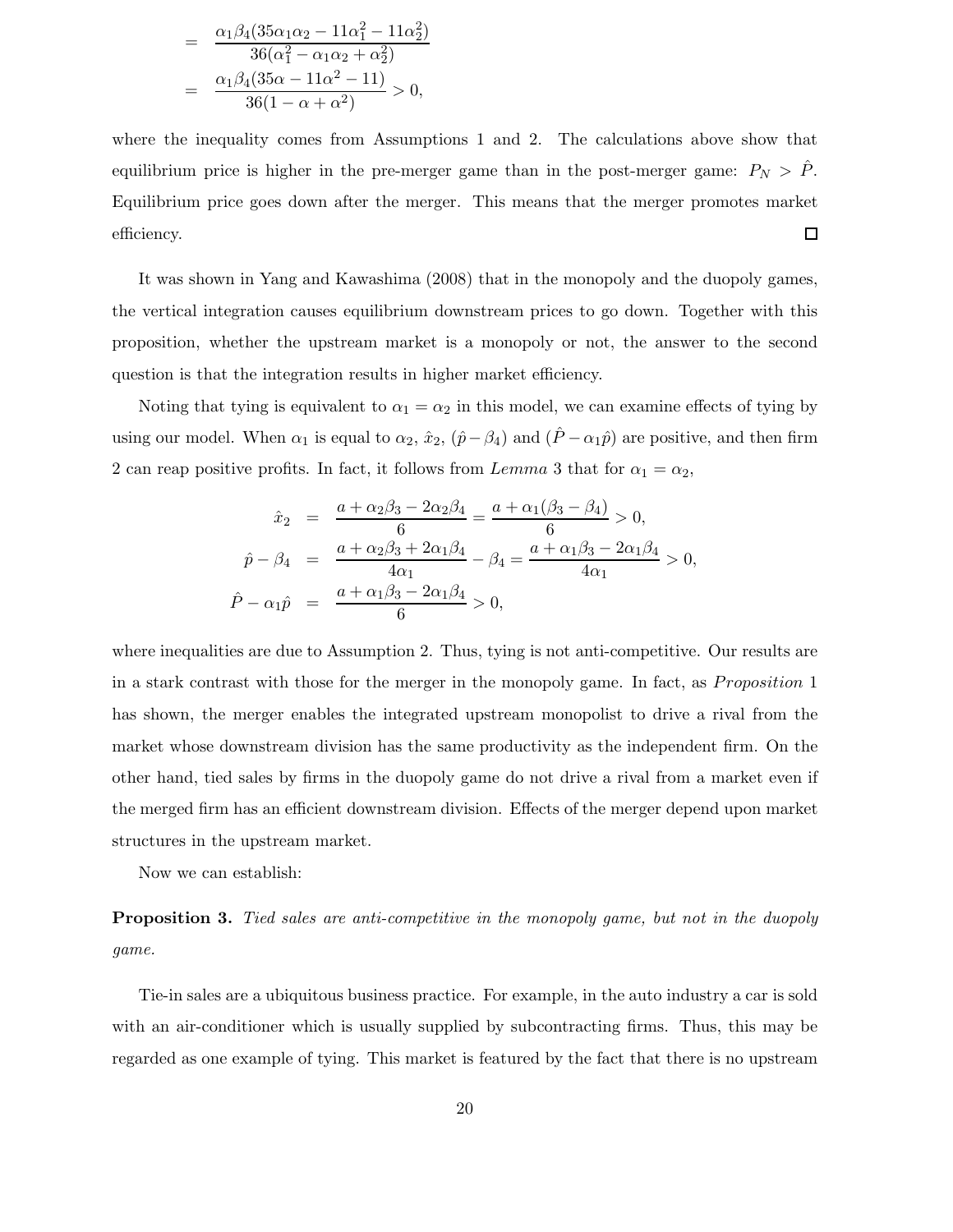$$
\begin{aligned}
&= \frac{\alpha_1\beta_4(35\alpha_1\alpha_2 - 11\alpha_1^2 - 11\alpha_2^2)}{36(\alpha_1^2 - \alpha_1\alpha_2 + \alpha_2^2)} \\
&= \frac{\alpha_1\beta_4(35\alpha - 11\alpha^2 - 11)}{36(1 - \alpha + \alpha^2)} > 0,
\end{aligned}
$$

where the inequality comes from Assumptions 1 and 2. The calculations above show that equilibrium price is higher in the pre-merger game than in the post-merger game: $P_N > \hat{P}$. Equilibrium price goes down after the merger. This means that the merger promotes market efficiency. □

It was shown in Yang and Kawashima (2008) that in the monopoly and the duopoly games, the vertical integration causes equilibrium downstream prices to go down. Together with this proposition, whether the upstream market is a monopoly or not, the answer to the second question is that the integration results in higher market efficiency.

Noting that tying is equivalent to $\alpha_1 = \alpha_2$ in this model, we can examine effects of tying by using our model. When $\alpha_1$ is equal to $\alpha_2$, $\hat{x}_2$, $(\hat{p} - \beta_4)$ and $(\hat{P} - \alpha_1\hat{p})$ are positive, and then firm 2 can reap positive profits. In fact, it follows from *Lemma* 3 that for $\alpha_1 = \alpha_2$,

$$
\begin{aligned}
\hat{x}_2 &= \frac{a + \alpha_2\beta_3 - 2\alpha_2\beta_4}{6} = \frac{a + \alpha_1(\beta_3 - \beta_4)}{6} > 0, \\
\hat{p} - \beta_4 &= \frac{a + \alpha_2\beta_3 + 2\alpha_1\beta_4}{4\alpha_1} - \beta_4 = \frac{a + \alpha_1\beta_3 - 2\alpha_1\beta_4}{4\alpha_1} > 0, \\
\hat{P} - \alpha_1\hat{p} &= \frac{a + \alpha_1\beta_3 - 2\alpha_1\beta_4}{6} > 0,
\end{aligned}
$$

where inequalities are due to Assumption 2. Thus, tying is not anti-competitive. Our results are in a stark contrast with those for the merger in the monopoly game. In fact, as *Proposition* 1 has shown, the merger enables the integrated upstream monopolist to drive a rival from the market whose downstream division has the same productivity as the independent firm. On the other hand, tied sales by firms in the duopoly game do not drive a rival from a market even if the merged firm has an efficient downstream division. Effects of the merger depend upon market structures in the upstream market.

Now we can establish:

**Proposition 3.** *Tied sales are anti-competitive in the monopoly game, but not in the duopoly game.*

Tie-in sales are a ubiquitous business practice. For example, in the auto industry a car is sold with an air-conditioner which is usually supplied by subcontracting firms. Thus, this may be regarded as one example of tying. This market is featured by the fact that there is no upstream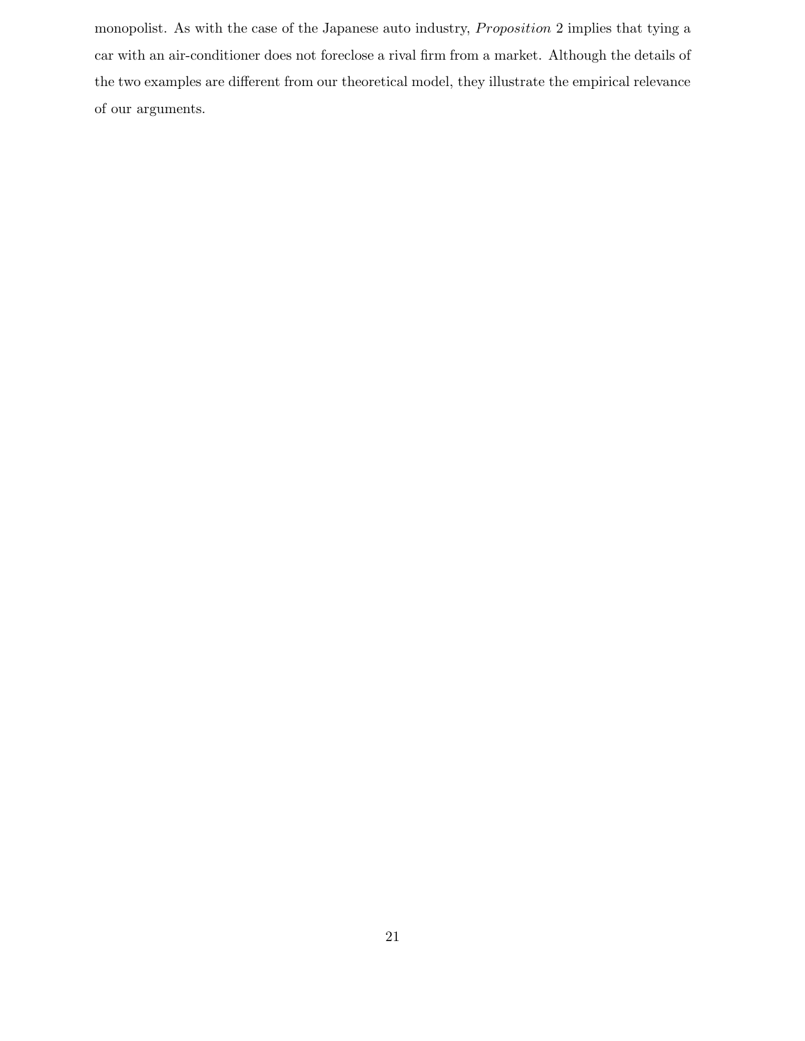monopolist. As with the case of the Japanese auto industry, *Proposition* 2 implies that tying a car with an air-conditioner does not foreclose a rival firm from a market. Although the details of the two examples are different from our theoretical model, they illustrate the empirical relevance of our arguments.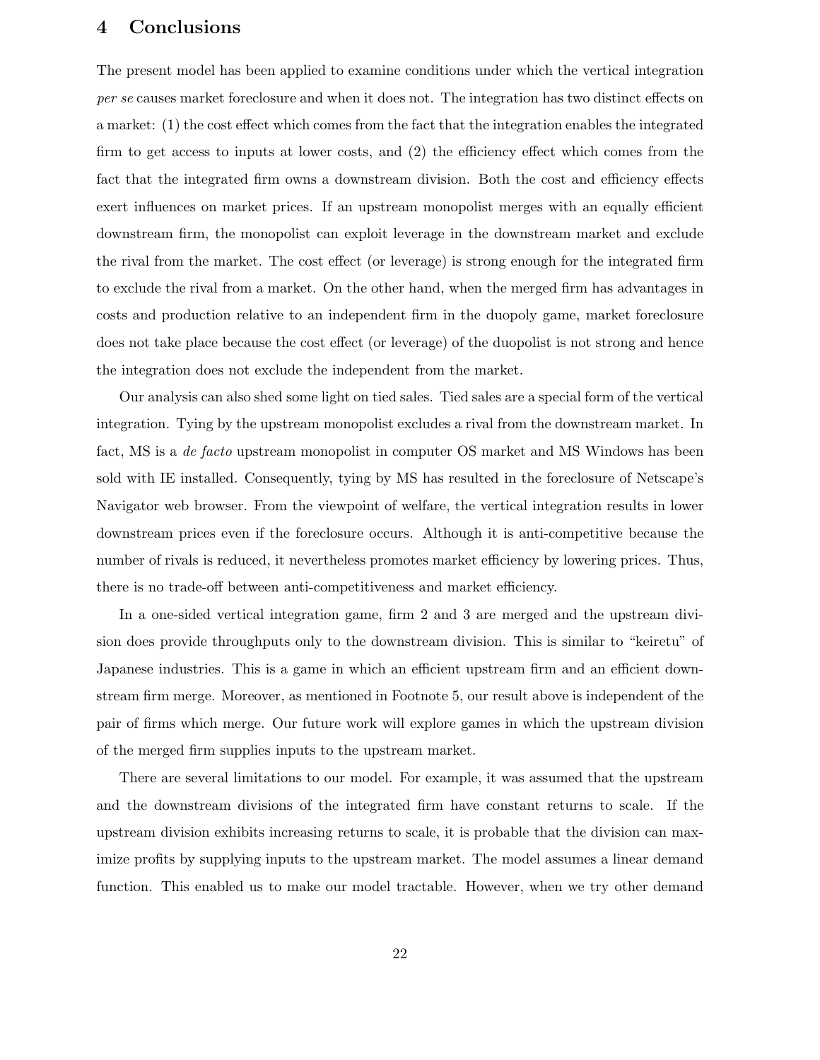# 4 Conclusions

The present model has been applied to examine conditions under which the vertical integration *per se* causes market foreclosure and when it does not. The integration has two distinct effects on a market: (1) the cost effect which comes from the fact that the integration enables the integrated firm to get access to inputs at lower costs, and (2) the efficiency effect which comes from the fact that the integrated firm owns a downstream division. Both the cost and efficiency effects exert influences on market prices. If an upstream monopolist merges with an equally efficient downstream firm, the monopolist can exploit leverage in the downstream market and exclude the rival from the market. The cost effect (or leverage) is strong enough for the integrated firm to exclude the rival from a market. On the other hand, when the merged firm has advantages in costs and production relative to an independent firm in the duopoly game, market foreclosure does not take place because the cost effect (or leverage) of the duopolist is not strong and hence the integration does not exclude the independent from the market.

Our analysis can also shed some light on tied sales. Tied sales are a special form of the vertical integration. Tying by the upstream monopolist excludes a rival from the downstream market. In fact, MS is a *de facto* upstream monopolist in computer OS market and MS Windows has been sold with IE installed. Consequently, tying by MS has resulted in the foreclosure of Netscape's Navigator web browser. From the viewpoint of welfare, the vertical integration results in lower downstream prices even if the foreclosure occurs. Although it is anti-competitive because the number of rivals is reduced, it nevertheless promotes market efficiency by lowering prices. Thus, there is no trade-off between anti-competitiveness and market efficiency.

In a one-sided vertical integration game, firm 2 and 3 are merged and the upstream division does provide throughputs only to the downstream division. This is similar to "keiretu" of Japanese industries. This is a game in which an efficient upstream firm and an efficient downstream firm merge. Moreover, as mentioned in Footnote 5, our result above is independent of the pair of firms which merge. Our future work will explore games in which the upstream division of the merged firm supplies inputs to the upstream market.

There are several limitations to our model. For example, it was assumed that the upstream and the downstream divisions of the integrated firm have constant returns to scale. If the upstream division exhibits increasing returns to scale, it is probable that the division can maximize profits by supplying inputs to the upstream market. The model assumes a linear demand function. This enabled us to make our model tractable. However, when we try other demand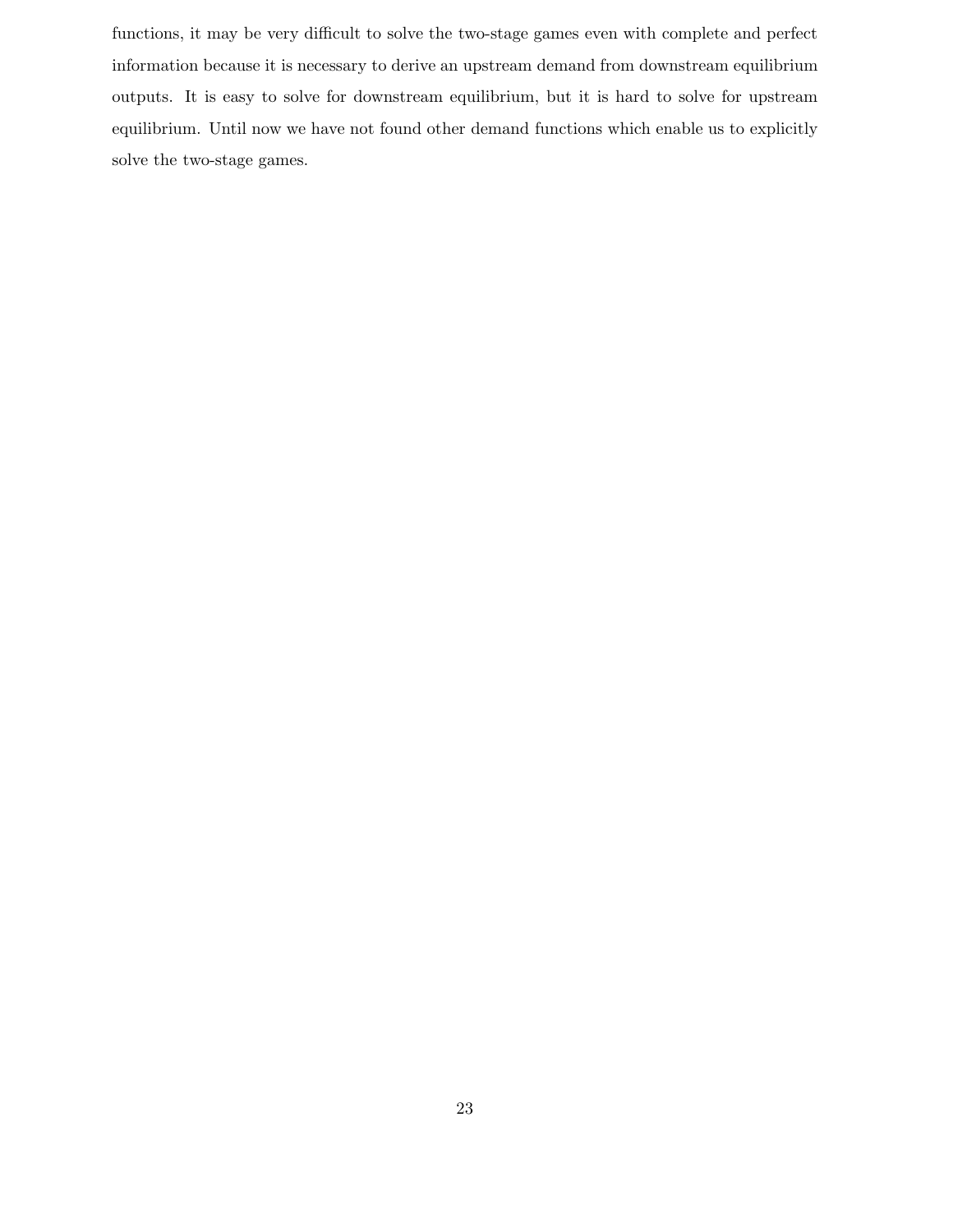functions, it may be very difficult to solve the two-stage games even with complete and perfect information because it is necessary to derive an upstream demand from downstream equilibrium outputs. It is easy to solve for downstream equilibrium, but it is hard to solve for upstream equilibrium. Until now we have not found other demand functions which enable us to explicitly solve the two-stage games.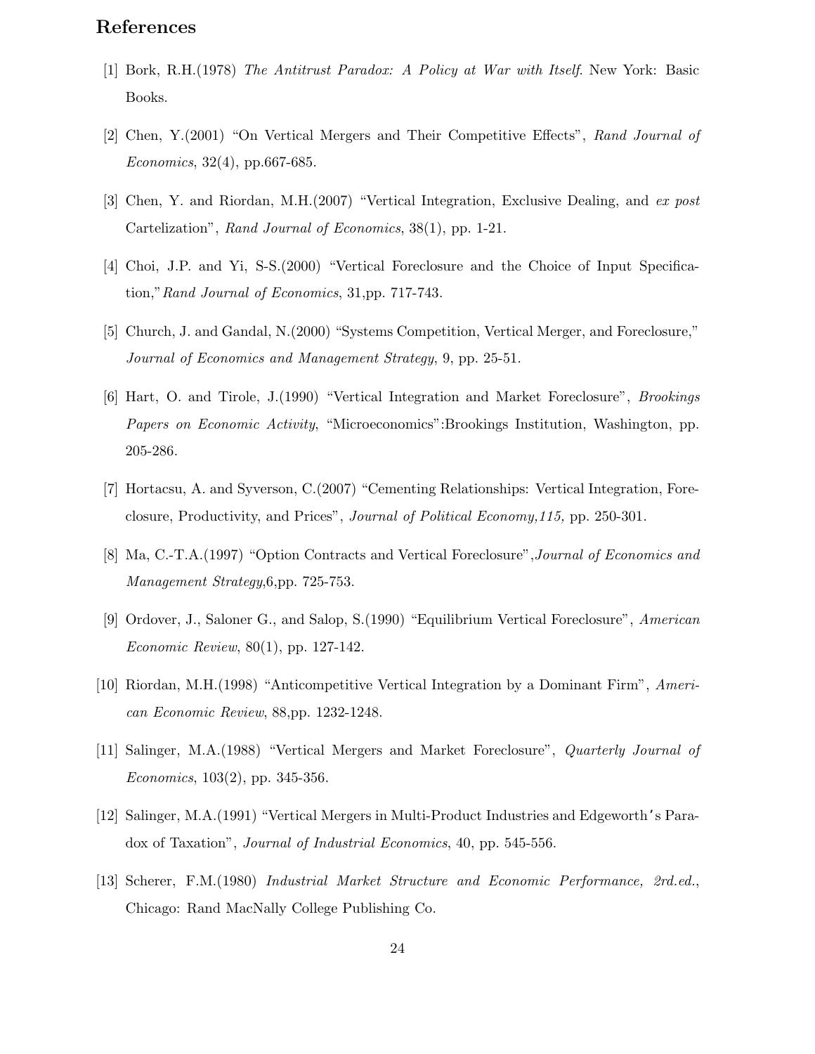## References

[1] Bork, R.H.(1978) *The Antitrust Paradox: A Policy at War with Itself*. New York: Basic Books.

[2] Chen, Y.(2001) "On Vertical Mergers and Their Competitive Effects", *Rand Journal of Economics*, 32(4), pp.667-685.

[3] Chen, Y. and Riordan, M.H.(2007) "Vertical Integration, Exclusive Dealing, and *ex post* Cartelization", *Rand Journal of Economics*, 38(1), pp. 1-21.

[4] Choi, J.P. and Yi, S-S.(2000) "Vertical Foreclosure and the Choice of Input Specification,"*Rand Journal of Economics*, 31,pp. 717-743.

[5] Church, J. and Gandal, N.(2000) "Systems Competition, Vertical Merger, and Foreclosure," *Journal of Economics and Management Strategy*, 9, pp. 25-51.

[6] Hart, O. and Tirole, J.(1990) "Vertical Integration and Market Foreclosure", *Brookings Papers on Economic Activity*, "Microeconomics":Brookings Institution, Washington, pp. 205-286.

[7] Hortacsu, A. and Syverson, C.(2007) "Cementing Relationships: Vertical Integration, Foreclosure, Productivity, and Prices", *Journal of Political Economy,115,* pp. 250-301.

[8] Ma, C.-T.A.(1997) "Option Contracts and Vertical Foreclosure",*Journal of Economics and Management Strategy*,6,pp. 725-753.

[9] Ordover, J., Saloner G., and Salop, S.(1990) "Equilibrium Vertical Foreclosure", *American Economic Review*, 80(1), pp. 127-142.

[10] Riordan, M.H.(1998) "Anticompetitive Vertical Integration by a Dominant Firm", *American Economic Review*, 88,pp. 1232-1248.

[11] Salinger, M.A.(1988) "Vertical Mergers and Market Foreclosure", *Quarterly Journal of Economics*, 103(2), pp. 345-356.

[12] Salinger, M.A.(1991) "Vertical Mergers in Multi-Product Industries and Edgeworth's Paradox of Taxation", *Journal of Industrial Economics*, 40, pp. 545-556.

[13] Scherer, F.M.(1980) *Industrial Market Structure and Economic Performance, 2rd.ed.*, Chicago: Rand MacNally College Publishing Co.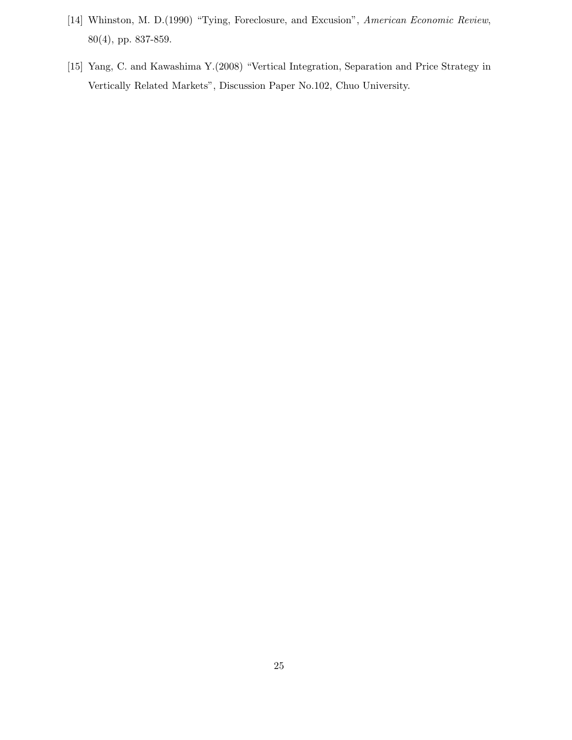[14] Whinston, M. D.(1990) "Tying, Foreclosure, and Excusion", *American Economic Review*, 80(4), pp. 837-859.

[15] Yang, C. and Kawashima Y.(2008) "Vertical Integration, Separation and Price Strategy in Vertically Related Markets", Discussion Paper No.102, Chuo University.